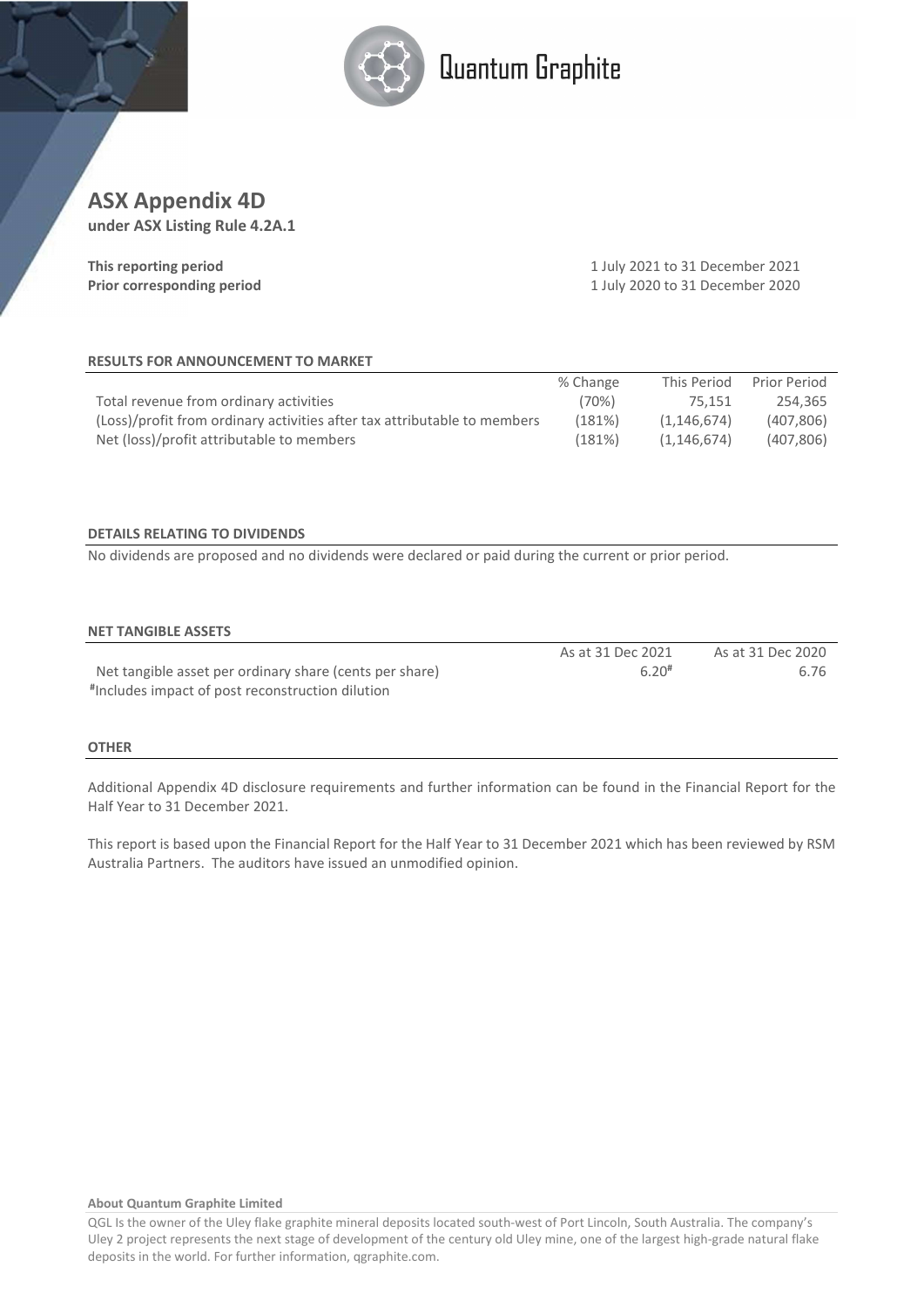Quantum Graphite

# ASX Appendix 4D

**under ASX Listing Rule 4.2A.1**

| | |
|---|---|
| **This reporting period** | 1 July 2021 to 31 December 2021 |
| **Prior corresponding period** | 1 July 2020 to 31 December 2020 |

## RESULTS FOR ANNOUNCEMENT TO MARKET

| | % Change | This Period | Prior Period |
|---|---|---|---|
| Total revenue from ordinary activities | (70%) | 75,151 | 254,365 |
| (Loss)/profit from ordinary activities after tax attributable to members | (181%) | (1,146,674) | (407,806) |
| Net (loss)/profit attributable to members | (181%) | (1,146,674) | (407,806) |

## DETAILS RELATING TO DIVIDENDS

No dividends are proposed and no dividends were declared or paid during the current or prior period.

## NET TANGIBLE ASSETS

| | As at 31 Dec 2021 | As at 31 Dec 2020 |
|---|---|---|
| Net tangible asset per ordinary share (cents per share) | 6.20# | 6.76 |

#Includes impact of post reconstruction dilution

## OTHER

Additional Appendix 4D disclosure requirements and further information can be found in the Financial Report for the Half Year to 31 December 2021.

This report is based upon the Financial Report for the Half Year to 31 December 2021 which has been reviewed by RSM Australia Partners. The auditors have issued an unmodified opinion.

**About Quantum Graphite Limited**

QGL Is the owner of the Uley flake graphite mineral deposits located south-west of Port Lincoln, South Australia. The company's Uley 2 project represents the next stage of development of the century old Uley mine, one of the largest high-grade natural flake deposits in the world. For further information, qgraphite.com.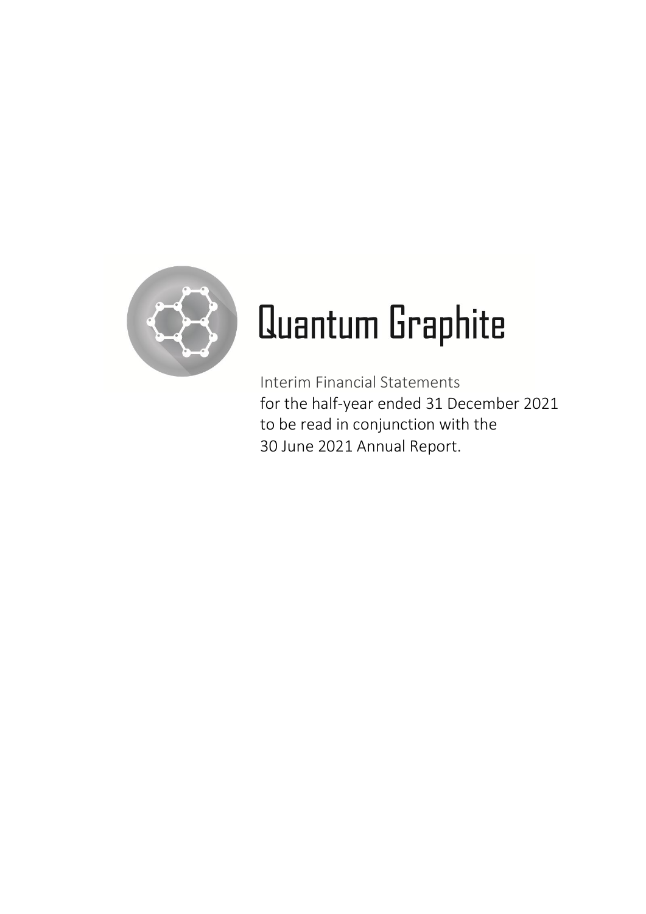# Quantum Graphite

Interim Financial Statements
for the half-year ended 31 December 2021
to be read in conjunction with the
30 June 2021 Annual Report.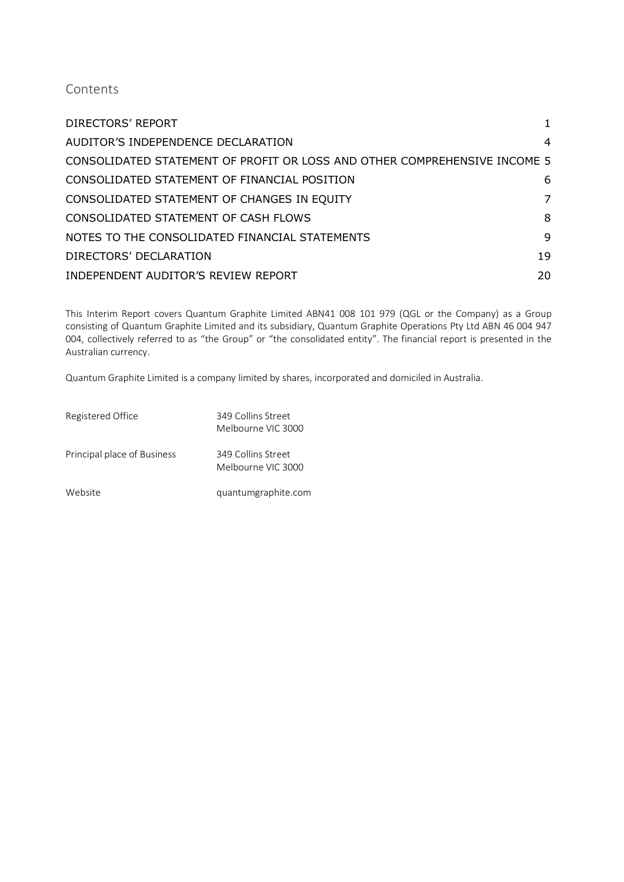# Contents

| | |
|---|---|
| DIRECTORS' REPORT | 1 |
| AUDITOR'S INDEPENDENCE DECLARATION | 4 |
| CONSOLIDATED STATEMENT OF PROFIT OR LOSS AND OTHER COMPREHENSIVE INCOME | 5 |
| CONSOLIDATED STATEMENT OF FINANCIAL POSITION | 6 |
| CONSOLIDATED STATEMENT OF CHANGES IN EQUITY | 7 |
| CONSOLIDATED STATEMENT OF CASH FLOWS | 8 |
| NOTES TO THE CONSOLIDATED FINANCIAL STATEMENTS | 9 |
| DIRECTORS' DECLARATION | 19 |
| INDEPENDENT AUDITOR'S REVIEW REPORT | 20 |

This Interim Report covers Quantum Graphite Limited ABN41 008 101 979 (QGL or the Company) as a Group consisting of Quantum Graphite Limited and its subsidiary, Quantum Graphite Operations Pty Ltd ABN 46 004 947 004, collectively referred to as "the Group" or "the consolidated entity". The financial report is presented in the Australian currency.

Quantum Graphite Limited is a company limited by shares, incorporated and domiciled in Australia.

| | |
|---|---|
| Registered Office | 349 Collins Street<br>Melbourne VIC 3000 |
| Principal place of Business | 349 Collins Street<br>Melbourne VIC 3000 |
| Website | quantumgraphite.com |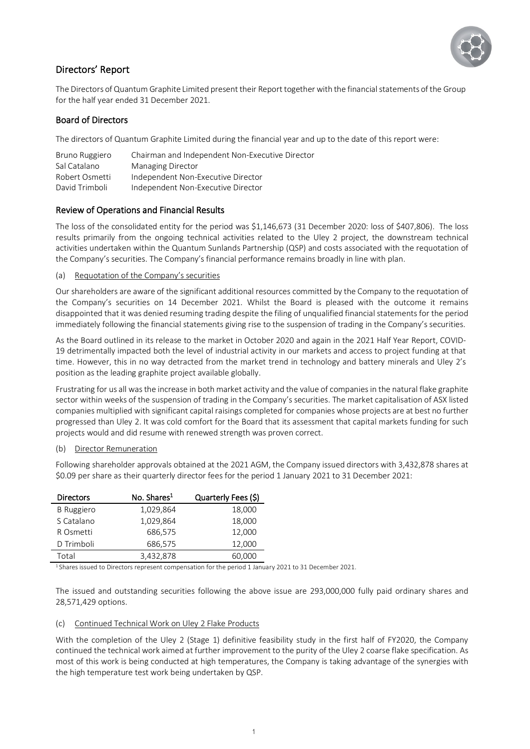## Directors' Report

The Directors of Quantum Graphite Limited present their Report together with the financial statements of the Group for the half year ended 31 December 2021.

### Board of Directors

The directors of Quantum Graphite Limited during the financial year and up to the date of this report were:

| | |
|---|---|
| Bruno Ruggiero | Chairman and Independent Non-Executive Director |
| Sal Catalano | Managing Director |
| Robert Osmetti | Independent Non-Executive Director |
| David Trimboli | Independent Non-Executive Director |

### Review of Operations and Financial Results

The loss of the consolidated entity for the period was $1,146,673 (31 December 2020: loss of $407,806). The loss results primarily from the ongoing technical activities related to the Uley 2 project, the downstream technical activities undertaken within the Quantum Sunlands Partnership (QSP) and costs associated with the requotation of the Company's securities. The Company's financial performance remains broadly in line with plan.

(a) Requotation of the Company's securities

Our shareholders are aware of the significant additional resources committed by the Company to the requotation of the Company's securities on 14 December 2021. Whilst the Board is pleased with the outcome it remains disappointed that it was denied resuming trading despite the filing of unqualified financial statements for the period immediately following the financial statements giving rise to the suspension of trading in the Company's securities.

As the Board outlined in its release to the market in October 2020 and again in the 2021 Half Year Report, COVID-19 detrimentally impacted both the level of industrial activity in our markets and access to project funding at that time. However, this in no way detracted from the market trend in technology and battery minerals and Uley 2's position as the leading graphite project available globally.

Frustrating for us all was the increase in both market activity and the value of companies in the natural flake graphite sector within weeks of the suspension of trading in the Company's securities. The market capitalisation of ASX listed companies multiplied with significant capital raisings completed for companies whose projects are at best no further progressed than Uley 2. It was cold comfort for the Board that its assessment that capital markets funding for such projects would and did resume with renewed strength was proven correct.

(b) Director Remuneration

Following shareholder approvals obtained at the 2021 AGM, the Company issued directors with 3,432,878 shares at $0.09 per share as their quarterly director fees for the period 1 January 2021 to 31 December 2021:

| Directors | No. Shares[1] | Quarterly Fees ($) |
|---|---:|---:|
| B Ruggiero | 1,029,864 | 18,000 |
| S Catalano | 1,029,864 | 18,000 |
| R Osmetti | 686,575 | 12,000 |
| D Trimboli | 686,575 | 12,000 |
| Total | 3,432,878 | 60,000 |

[1] Shares issued to Directors represent compensation for the period 1 January 2021 to 31 December 2021.

The issued and outstanding securities following the above issue are 293,000,000 fully paid ordinary shares and 28,571,429 options.

(c) Continued Technical Work on Uley 2 Flake Products

With the completion of the Uley 2 (Stage 1) definitive feasibility study in the first half of FY2020, the Company continued the technical work aimed at further improvement to the purity of the Uley 2 coarse flake specification. As most of this work is being conducted at high temperatures, the Company is taking advantage of the synergies with the high temperature test work being undertaken by QSP.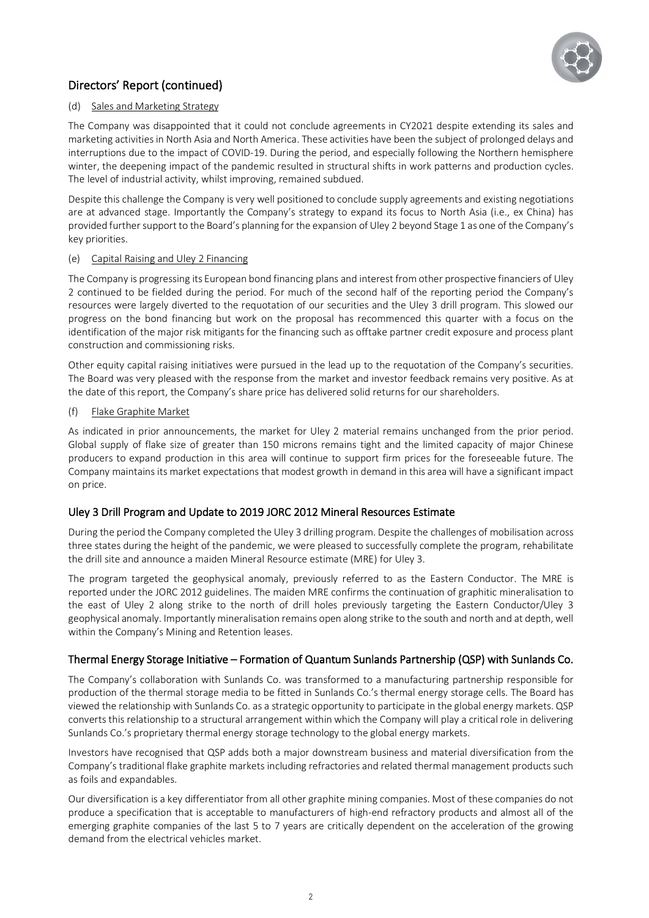## Directors' Report (continued)

(d) Sales and Marketing Strategy

The Company was disappointed that it could not conclude agreements in CY2021 despite extending its sales and marketing activities in North Asia and North America. These activities have been the subject of prolonged delays and interruptions due to the impact of COVID-19. During the period, and especially following the Northern hemisphere winter, the deepening impact of the pandemic resulted in structural shifts in work patterns and production cycles. The level of industrial activity, whilst improving, remained subdued.

Despite this challenge the Company is very well positioned to conclude supply agreements and existing negotiations are at advanced stage. Importantly the Company's strategy to expand its focus to North Asia (i.e., ex China) has provided further support to the Board's planning for the expansion of Uley 2 beyond Stage 1 as one of the Company's key priorities.

(e) Capital Raising and Uley 2 Financing

The Company is progressing its European bond financing plans and interest from other prospective financiers of Uley 2 continued to be fielded during the period. For much of the second half of the reporting period the Company's resources were largely diverted to the requotation of our securities and the Uley 3 drill program. This slowed our progress on the bond financing but work on the proposal has recommenced this quarter with a focus on the identification of the major risk mitigants for the financing such as offtake partner credit exposure and process plant construction and commissioning risks.

Other equity capital raising initiatives were pursued in the lead up to the requotation of the Company's securities. The Board was very pleased with the response from the market and investor feedback remains very positive. As at the date of this report, the Company's share price has delivered solid returns for our shareholders.

(f) Flake Graphite Market

As indicated in prior announcements, the market for Uley 2 material remains unchanged from the prior period. Global supply of flake size of greater than 150 microns remains tight and the limited capacity of major Chinese producers to expand production in this area will continue to support firm prices for the foreseeable future. The Company maintains its market expectations that modest growth in demand in this area will have a significant impact on price.

### Uley 3 Drill Program and Update to 2019 JORC 2012 Mineral Resources Estimate

During the period the Company completed the Uley 3 drilling program. Despite the challenges of mobilisation across three states during the height of the pandemic, we were pleased to successfully complete the program, rehabilitate the drill site and announce a maiden Mineral Resource estimate (MRE) for Uley 3.

The program targeted the geophysical anomaly, previously referred to as the Eastern Conductor. The MRE is reported under the JORC 2012 guidelines. The maiden MRE confirms the continuation of graphitic mineralisation to the east of Uley 2 along strike to the north of drill holes previously targeting the Eastern Conductor/Uley 3 geophysical anomaly. Importantly mineralisation remains open along strike to the south and north and at depth, well within the Company's Mining and Retention leases.

### Thermal Energy Storage Initiative – Formation of Quantum Sunlands Partnership (QSP) with Sunlands Co.

The Company's collaboration with Sunlands Co. was transformed to a manufacturing partnership responsible for production of the thermal storage media to be fitted in Sunlands Co.'s thermal energy storage cells. The Board has viewed the relationship with Sunlands Co. as a strategic opportunity to participate in the global energy markets. QSP converts this relationship to a structural arrangement within which the Company will play a critical role in delivering Sunlands Co.'s proprietary thermal energy storage technology to the global energy markets.

Investors have recognised that QSP adds both a major downstream business and material diversification from the Company's traditional flake graphite markets including refractories and related thermal management products such as foils and expandables.

Our diversification is a key differentiator from all other graphite mining companies. Most of these companies do not produce a specification that is acceptable to manufacturers of high-end refractory products and almost all of the emerging graphite companies of the last 5 to 7 years are critically dependent on the acceleration of the growing demand from the electrical vehicles market.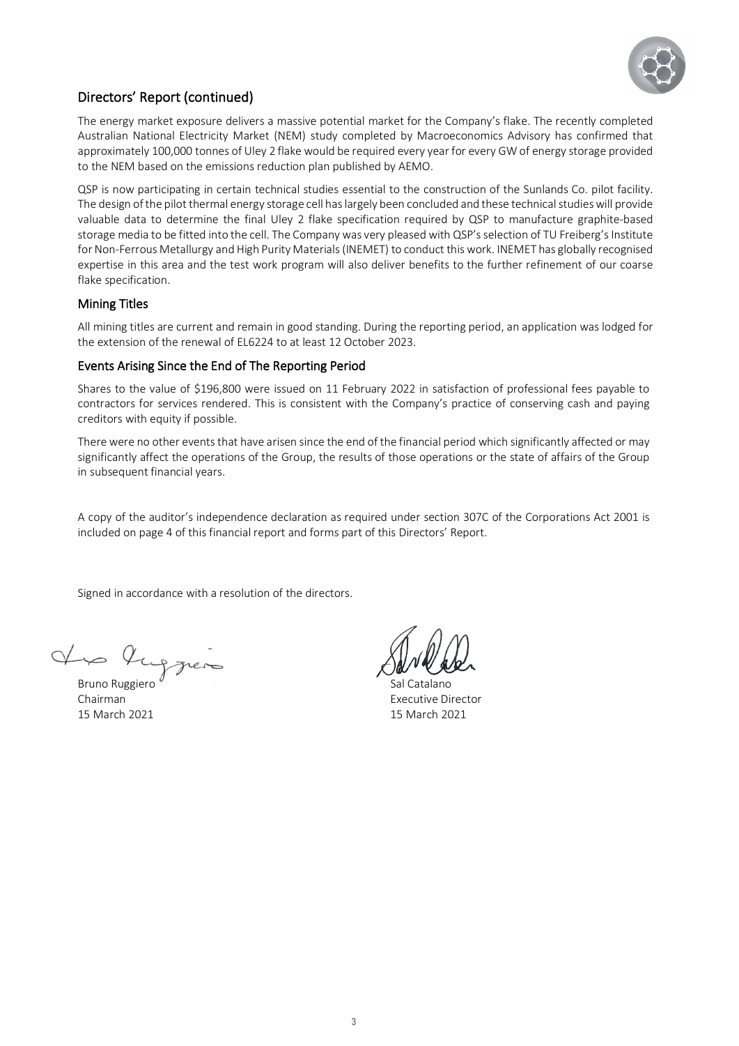## Directors' Report (continued)

The energy market exposure delivers a massive potential market for the Company's flake. The recently completed Australian National Electricity Market (NEM) study completed by Macroeconomics Advisory has confirmed that approximately 100,000 tonnes of Uley 2 flake would be required every year for every GW of energy storage provided to the NEM based on the emissions reduction plan published by AEMO.

QSP is now participating in certain technical studies essential to the construction of the Sunlands Co. pilot facility. The design of the pilot thermal energy storage cell has largely been concluded and these technical studies will provide valuable data to determine the final Uley 2 flake specification required by QSP to manufacture graphite-based storage media to be fitted into the cell. The Company was very pleased with QSP's selection of TU Freiberg's Institute for Non-Ferrous Metallurgy and High Purity Materials (INEMET) to conduct this work. INEMET has globally recognised expertise in this area and the test work program will also deliver benefits to the further refinement of our coarse flake specification.

### Mining Titles

All mining titles are current and remain in good standing. During the reporting period, an application was lodged for the extension of the renewal of EL6224 to at least 12 October 2023.

### Events Arising Since the End of The Reporting Period

Shares to the value of $196,800 were issued on 11 February 2022 in satisfaction of professional fees payable to contractors for services rendered. This is consistent with the Company's practice of conserving cash and paying creditors with equity if possible.

There were no other events that have arisen since the end of the financial period which significantly affected or may significantly affect the operations of the Group, the results of those operations or the state of affairs of the Group in subsequent financial years.

A copy of the auditor's independence declaration as required under section 307C of the Corporations Act 2001 is included on page 4 of this financial report and forms part of this Directors' Report.

Signed in accordance with a resolution of the directors.

Bruno Ruggiero
Chairman
15 March 2021

Sal Catalano
Executive Director
15 March 2021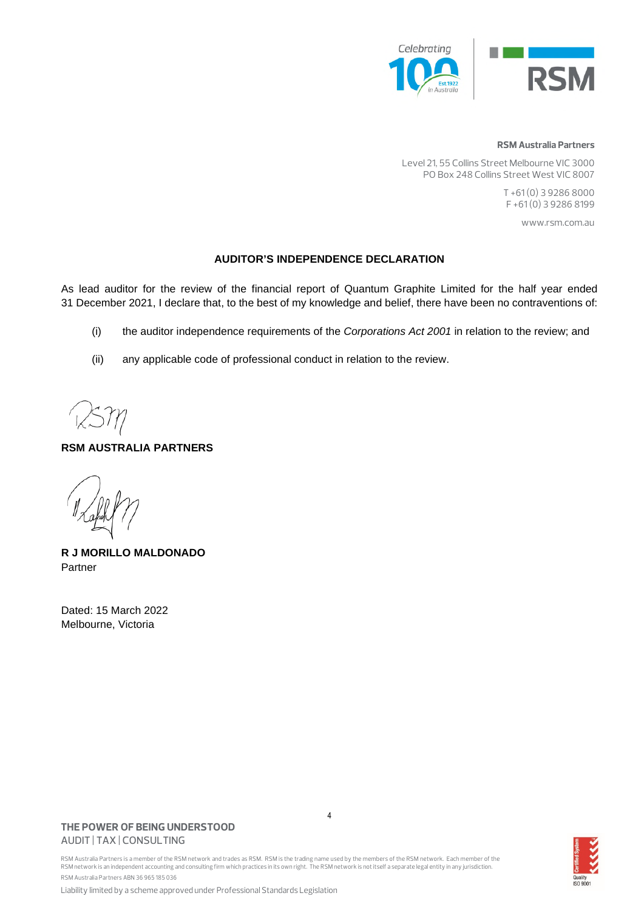**RSM Australia Partners**

Level 21, 55 Collins Street Melbourne VIC 3000
PO Box 248 Collins Street West VIC 8007

T +61 (0) 3 9286 8000
F +61 (0) 3 9286 8199

www.rsm.com.au

## AUDITOR'S INDEPENDENCE DECLARATION

As lead auditor for the review of the financial report of Quantum Graphite Limited for the half year ended 31 December 2021, I declare that, to the best of my knowledge and belief, there have been no contraventions of:

(i) the auditor independence requirements of the *Corporations Act 2001* in relation to the review; and

(ii) any applicable code of professional conduct in relation to the review.

**RSM AUSTRALIA PARTNERS**

**R J MORILLO MALDONADO**
Partner

Dated: 15 March 2022
Melbourne, Victoria

**THE POWER OF BEING UNDERSTOOD**
AUDIT | TAX | CONSULTING

RSM Australia Partners is a member of the RSM network and trades as RSM. RSM is the trading name used by the members of the RSM network. Each member of the RSM network is an independent accounting and consulting firm which practices in its own right. The RSM network is not itself a separate legal entity in any jurisdiction.
RSM Australia Partners ABN 36 965 185 036

Liability limited by a scheme approved under Professional Standards Legislation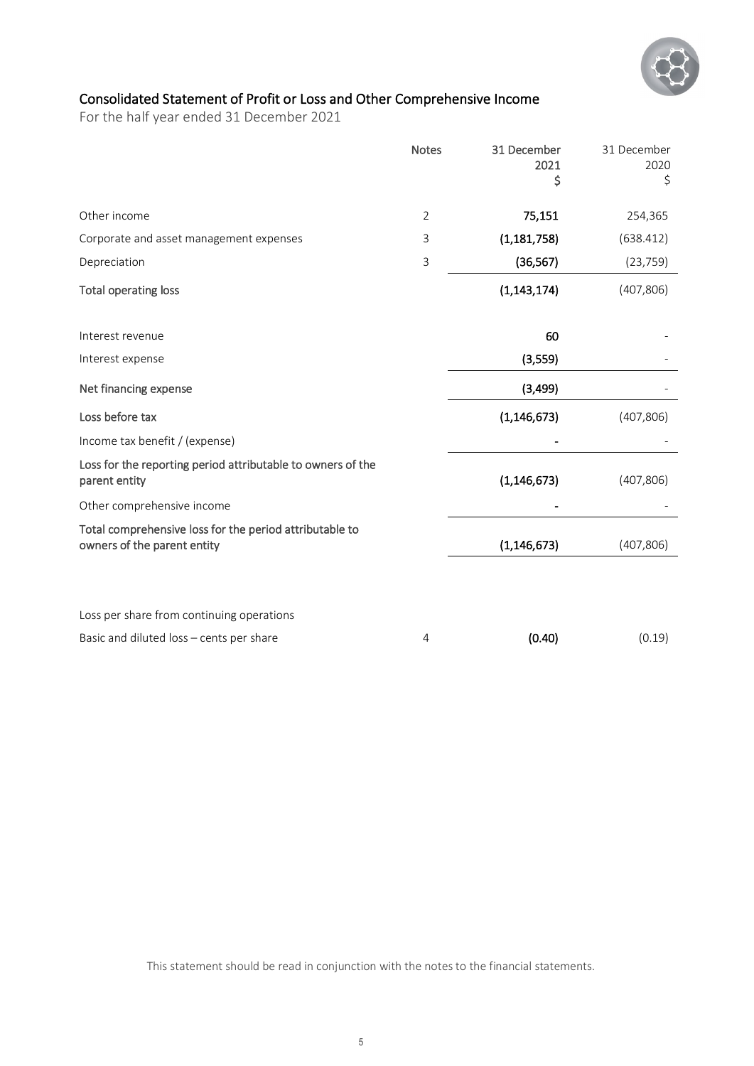## Consolidated Statement of Profit or Loss and Other Comprehensive Income

For the half year ended 31 December 2021

| | Notes | 31 December 2021 $ | 31 December 2020 $ |
|---|---|---|---|
| Other income | 2 | **75,151** | 254,365 |
| Corporate and asset management expenses | 3 | **(1,181,758)** | (638.412) |
| Depreciation | 3 | **(36,567)** | (23,759) |
| **Total operating loss** | | **(1,143,174)** | (407,806) |
| | | | |
| Interest revenue | | **60** | - |
| Interest expense | | **(3,559)** | - |
| **Net financing expense** | | **(3,499)** | - |
| Loss before tax | | **(1,146,673)** | (407,806) |
| Income tax benefit / (expense) | | **-** | - |
| Loss for the reporting period attributable to owners of the parent entity | | **(1,146,673)** | (407,806) |
| Other comprehensive income | | **-** | - |
| Total comprehensive loss for the period attributable to owners of the parent entity | | **(1,146,673)** | (407,806) |
| | | | |
| Loss per share from continuing operations | | | |
| Basic and diluted loss – cents per share | 4 | **(0.40)** | (0.19) |

This statement should be read in conjunction with the notes to the financial statements.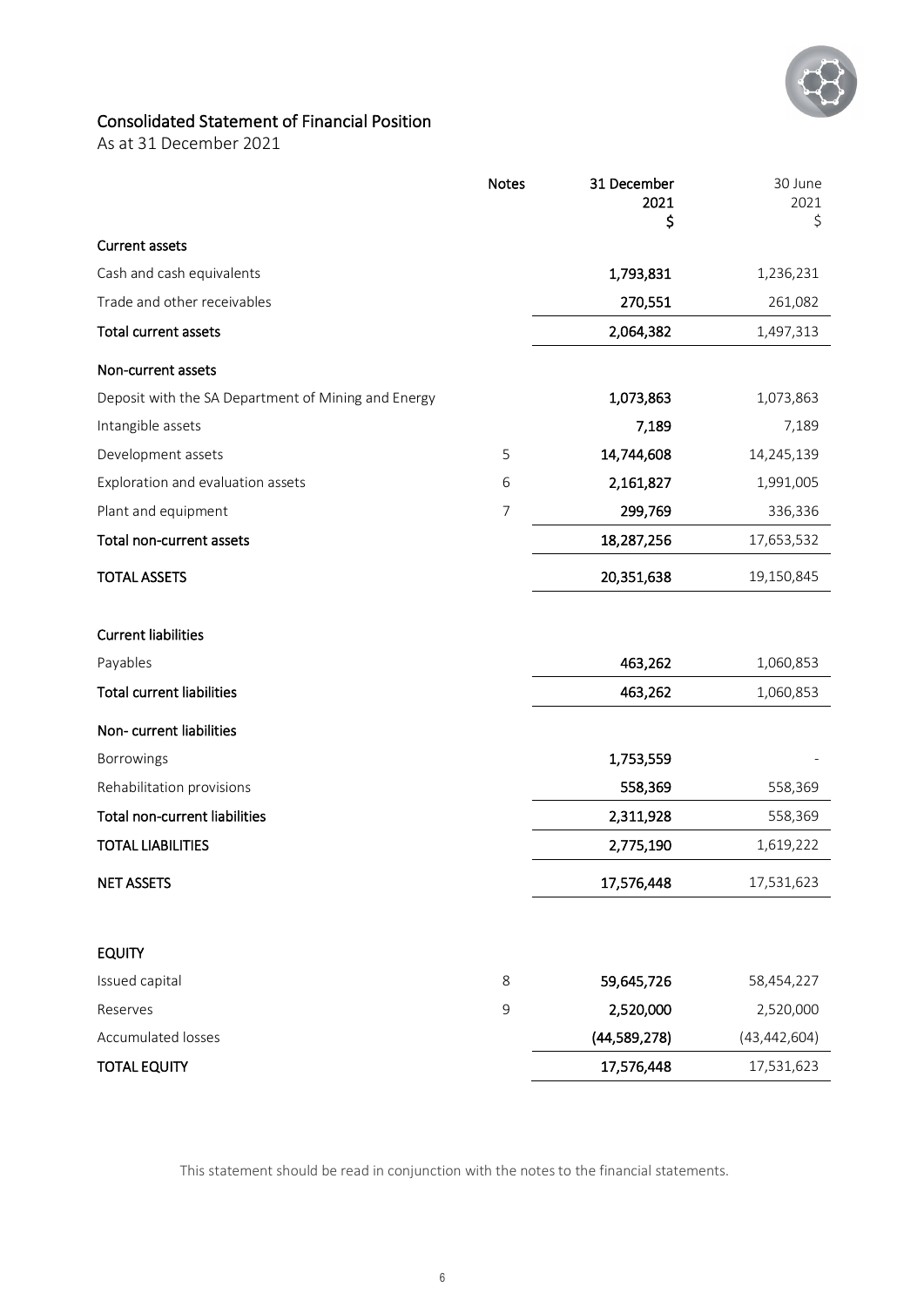# Consolidated Statement of Financial Position

As at 31 December 2021

| | Notes | 31 December 2021 $ | 30 June 2021 $ |
|---|---|---|---|
| **Current assets** | | | |
| Cash and cash equivalents | | **1,793,831** | 1,236,231 |
| Trade and other receivables | | **270,551** | 261,082 |
| **Total current assets** | | **2,064,382** | 1,497,313 |
| **Non-current assets** | | | |
| Deposit with the SA Department of Mining and Energy | | **1,073,863** | 1,073,863 |
| Intangible assets | | **7,189** | 7,189 |
| Development assets | 5 | **14,744,608** | 14,245,139 |
| Exploration and evaluation assets | 6 | **2,161,827** | 1,991,005 |
| Plant and equipment | 7 | **299,769** | 336,336 |
| **Total non-current assets** | | **18,287,256** | 17,653,532 |
| **TOTAL ASSETS** | | **20,351,638** | 19,150,845 |
| **Current liabilities** | | | |
| Payables | | **463,262** | 1,060,853 |
| **Total current liabilities** | | **463,262** | 1,060,853 |
| **Non- current liabilities** | | | |
| Borrowings | | **1,753,559** | - |
| Rehabilitation provisions | | **558,369** | 558,369 |
| **Total non-current liabilities** | | **2,311,928** | 558,369 |
| **TOTAL LIABILITIES** | | **2,775,190** | 1,619,222 |
| **NET ASSETS** | | **17,576,448** | 17,531,623 |
| **EQUITY** | | | |
| Issued capital | 8 | **59,645,726** | 58,454,227 |
| Reserves | 9 | **2,520,000** | 2,520,000 |
| Accumulated losses | | **(44,589,278)** | (43,442,604) |
| **TOTAL EQUITY** | | **17,576,448** | 17,531,623 |

This statement should be read in conjunction with the notes to the financial statements.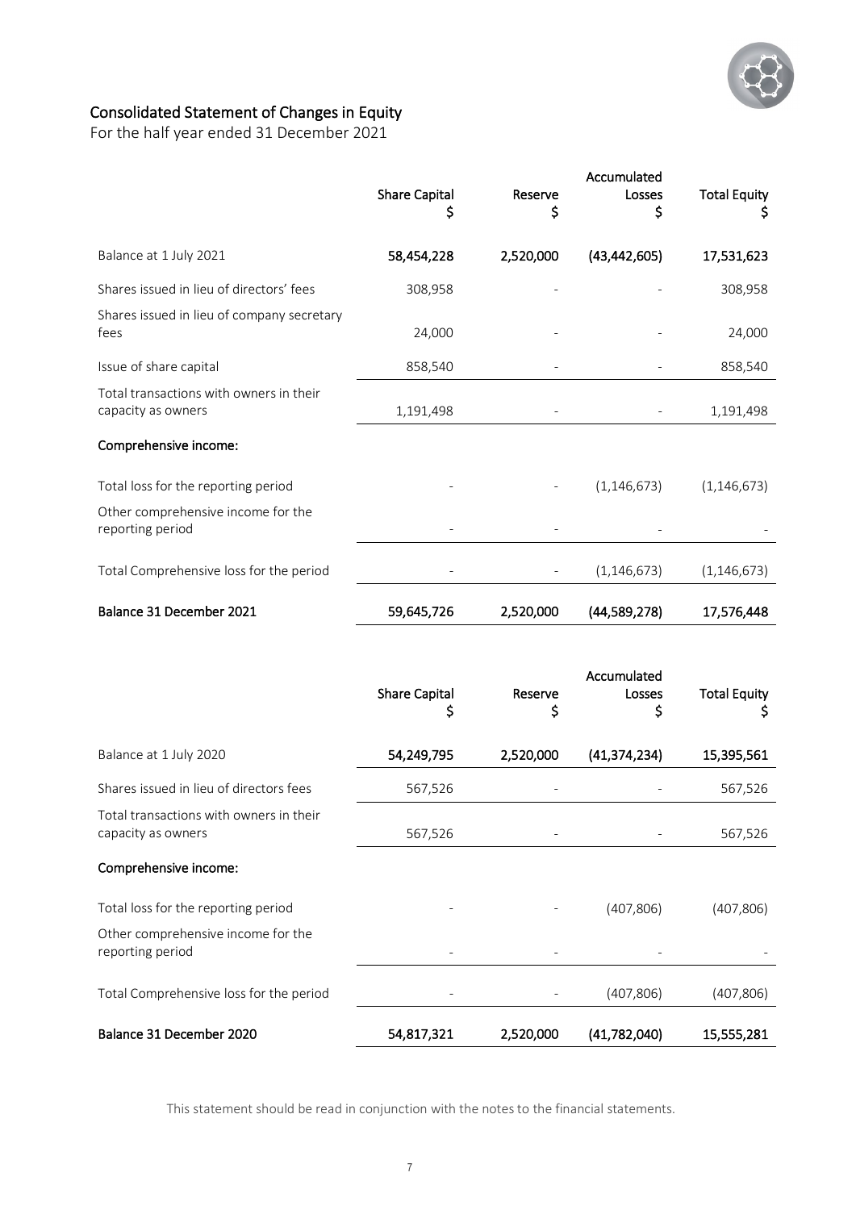# Consolidated Statement of Changes in Equity

For the half year ended 31 December 2021

| | Share Capital<br>$ | Reserve<br>$ | Accumulated Losses<br>$ | Total Equity<br>$ |
|---|---|---|---|---|
| Balance at 1 July 2021 | **58,454,228** | **2,520,000** | **(43,442,605)** | **17,531,623** |
| Shares issued in lieu of directors' fees | 308,958 | - | - | 308,958 |
| Shares issued in lieu of company secretary fees | 24,000 | - | - | 24,000 |
| Issue of share capital | 858,540 | - | - | 858,540 |
| Total transactions with owners in their capacity as owners | 1,191,498 | - | - | 1,191,498 |
| **Comprehensive income:** | | | | |
| Total loss for the reporting period | - | - | (1,146,673) | (1,146,673) |
| Other comprehensive income for the reporting period | - | - | - | - |
| Total Comprehensive loss for the period | - | - | (1,146,673) | (1,146,673) |
| **Balance 31 December 2021** | **59,645,726** | **2,520,000** | **(44,589,278)** | **17,576,448** |

| | Share Capital<br>$ | Reserve<br>$ | Accumulated Losses<br>$ | Total Equity<br>$ |
|---|---|---|---|---|
| Balance at 1 July 2020 | **54,249,795** | **2,520,000** | **(41,374,234)** | **15,395,561** |
| Shares issued in lieu of directors fees | 567,526 | - | - | 567,526 |
| Total transactions with owners in their capacity as owners | 567,526 | - | - | 567,526 |
| **Comprehensive income:** | | | | |
| Total loss for the reporting period | - | - | (407,806) | (407,806) |
| Other comprehensive income for the reporting period | - | - | - | - |
| Total Comprehensive loss for the period | - | - | (407,806) | (407,806) |
| **Balance 31 December 2020** | **54,817,321** | **2,520,000** | **(41,782,040)** | **15,555,281** |

This statement should be read in conjunction with the notes to the financial statements.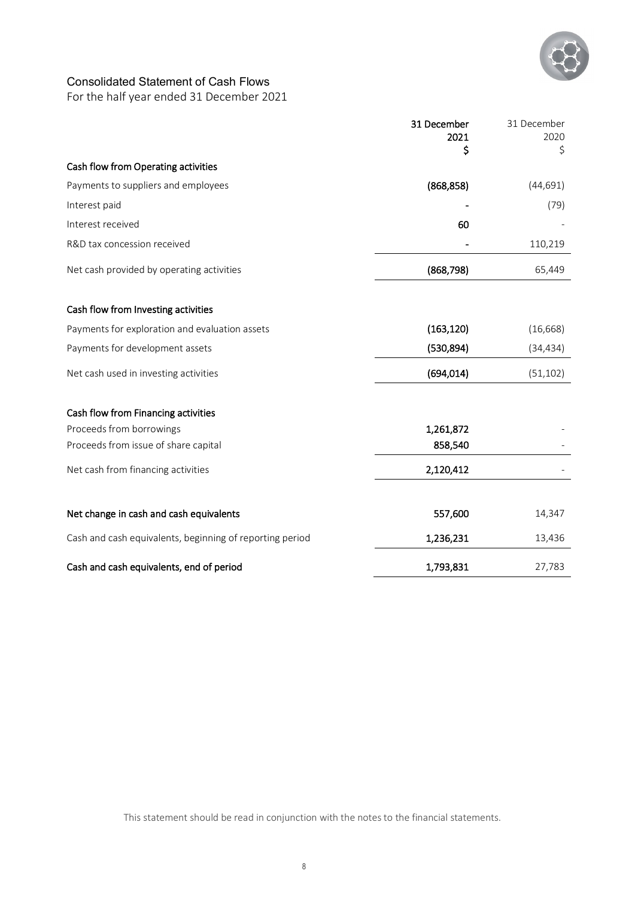# Consolidated Statement of Cash Flows

For the half year ended 31 December 2021

| | 31 December 2021 $ | 31 December 2020 $ |
|---|---|---|
| **Cash flow from Operating activities** | | |
| Payments to suppliers and employees | (868,858) | (44,691) |
| Interest paid | - | (79) |
| Interest received | 60 | - |
| R&D tax concession received | - | 110,219 |
| Net cash provided by operating activities | (868,798) | 65,449 |
| **Cash flow from Investing activities** | | |
| Payments for exploration and evaluation assets | (163,120) | (16,668) |
| Payments for development assets | (530,894) | (34,434) |
| Net cash used in investing activities | (694,014) | (51,102) |
| **Cash flow from Financing activities** | | |
| Proceeds from borrowings | 1,261,872 | - |
| Proceeds from issue of share capital | 858,540 | - |
| Net cash from financing activities | 2,120,412 | - |
| **Net change in cash and cash equivalents** | 557,600 | 14,347 |
| Cash and cash equivalents, beginning of reporting period | 1,236,231 | 13,436 |
| **Cash and cash equivalents, end of period** | 1,793,831 | 27,783 |

This statement should be read in conjunction with the notes to the financial statements.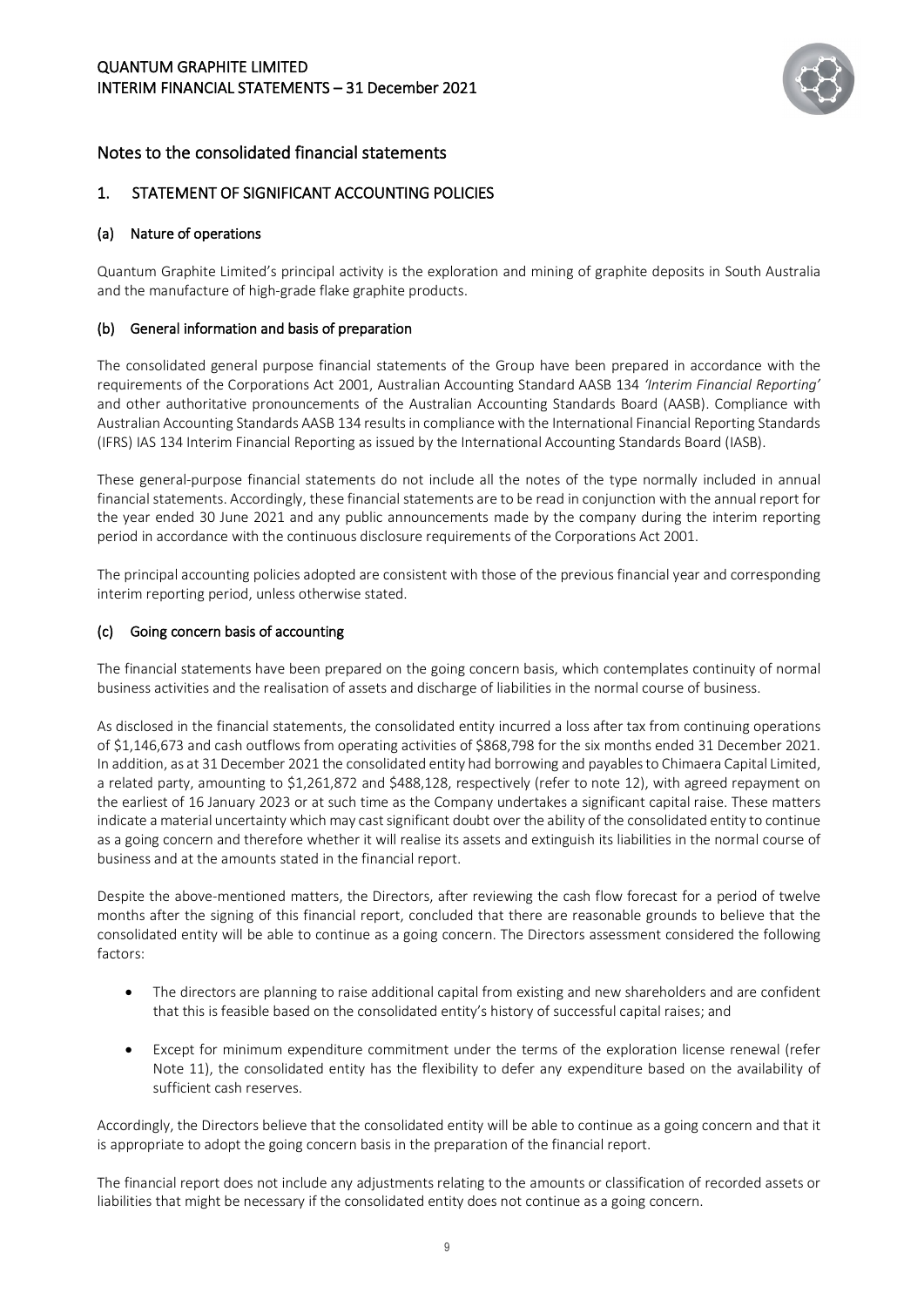# Notes to the consolidated financial statements

## 1. STATEMENT OF SIGNIFICANT ACCOUNTING POLICIES

### (a) Nature of operations

Quantum Graphite Limited's principal activity is the exploration and mining of graphite deposits in South Australia and the manufacture of high-grade flake graphite products.

### (b) General information and basis of preparation

The consolidated general purpose financial statements of the Group have been prepared in accordance with the requirements of the Corporations Act 2001, Australian Accounting Standard AASB 134 *'Interim Financial Reporting'* and other authoritative pronouncements of the Australian Accounting Standards Board (AASB). Compliance with Australian Accounting Standards AASB 134 results in compliance with the International Financial Reporting Standards (IFRS) IAS 134 Interim Financial Reporting as issued by the International Accounting Standards Board (IASB).

These general-purpose financial statements do not include all the notes of the type normally included in annual financial statements. Accordingly, these financial statements are to be read in conjunction with the annual report for the year ended 30 June 2021 and any public announcements made by the company during the interim reporting period in accordance with the continuous disclosure requirements of the Corporations Act 2001.

The principal accounting policies adopted are consistent with those of the previous financial year and corresponding interim reporting period, unless otherwise stated.

### (c) Going concern basis of accounting

The financial statements have been prepared on the going concern basis, which contemplates continuity of normal business activities and the realisation of assets and discharge of liabilities in the normal course of business.

As disclosed in the financial statements, the consolidated entity incurred a loss after tax from continuing operations of $1,146,673 and cash outflows from operating activities of $868,798 for the six months ended 31 December 2021. In addition, as at 31 December 2021 the consolidated entity had borrowing and payables to Chimaera Capital Limited, a related party, amounting to $1,261,872 and $488,128, respectively (refer to note 12), with agreed repayment on the earliest of 16 January 2023 or at such time as the Company undertakes a significant capital raise. These matters indicate a material uncertainty which may cast significant doubt over the ability of the consolidated entity to continue as a going concern and therefore whether it will realise its assets and extinguish its liabilities in the normal course of business and at the amounts stated in the financial report.

Despite the above-mentioned matters, the Directors, after reviewing the cash flow forecast for a period of twelve months after the signing of this financial report, concluded that there are reasonable grounds to believe that the consolidated entity will be able to continue as a going concern. The Directors assessment considered the following factors:

- The directors are planning to raise additional capital from existing and new shareholders and are confident that this is feasible based on the consolidated entity's history of successful capital raises; and
- Except for minimum expenditure commitment under the terms of the exploration license renewal (refer Note 11), the consolidated entity has the flexibility to defer any expenditure based on the availability of sufficient cash reserves.

Accordingly, the Directors believe that the consolidated entity will be able to continue as a going concern and that it is appropriate to adopt the going concern basis in the preparation of the financial report.

The financial report does not include any adjustments relating to the amounts or classification of recorded assets or liabilities that might be necessary if the consolidated entity does not continue as a going concern.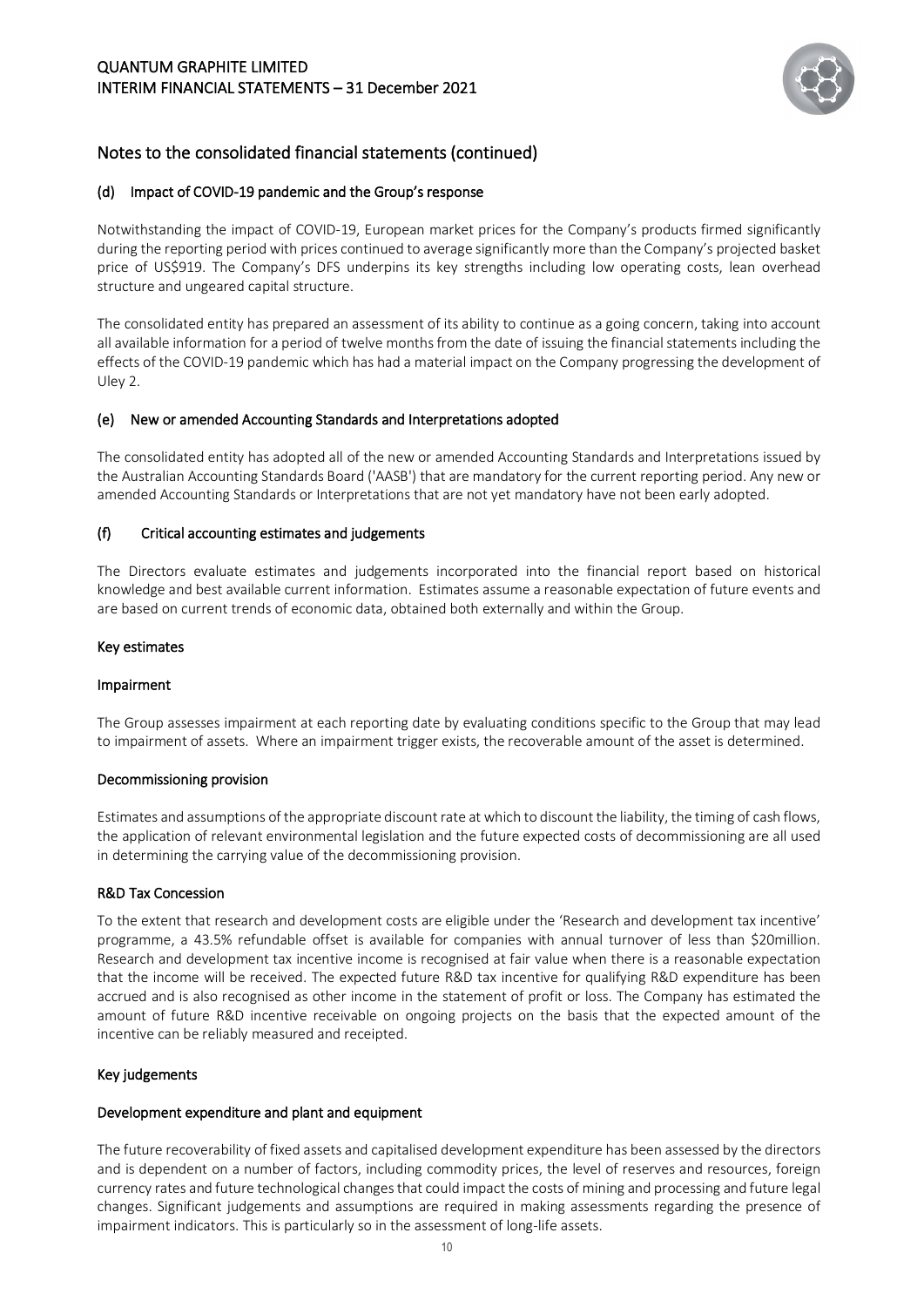## Notes to the consolidated financial statements (continued)

### (d) Impact of COVID-19 pandemic and the Group's response

Notwithstanding the impact of COVID-19, European market prices for the Company's products firmed significantly during the reporting period with prices continued to average significantly more than the Company's projected basket price of US$919. The Company's DFS underpins its key strengths including low operating costs, lean overhead structure and ungeared capital structure.

The consolidated entity has prepared an assessment of its ability to continue as a going concern, taking into account all available information for a period of twelve months from the date of issuing the financial statements including the effects of the COVID-19 pandemic which has had a material impact on the Company progressing the development of Uley 2.

### (e) New or amended Accounting Standards and Interpretations adopted

The consolidated entity has adopted all of the new or amended Accounting Standards and Interpretations issued by the Australian Accounting Standards Board ('AASB') that are mandatory for the current reporting period. Any new or amended Accounting Standards or Interpretations that are not yet mandatory have not been early adopted.

### (f) Critical accounting estimates and judgements

The Directors evaluate estimates and judgements incorporated into the financial report based on historical knowledge and best available current information. Estimates assume a reasonable expectation of future events and are based on current trends of economic data, obtained both externally and within the Group.

#### Key estimates

#### Impairment

The Group assesses impairment at each reporting date by evaluating conditions specific to the Group that may lead to impairment of assets. Where an impairment trigger exists, the recoverable amount of the asset is determined.

#### Decommissioning provision

Estimates and assumptions of the appropriate discount rate at which to discount the liability, the timing of cash flows, the application of relevant environmental legislation and the future expected costs of decommissioning are all used in determining the carrying value of the decommissioning provision.

#### R&D Tax Concession

To the extent that research and development costs are eligible under the 'Research and development tax incentive' programme, a 43.5% refundable offset is available for companies with annual turnover of less than $20million. Research and development tax incentive income is recognised at fair value when there is a reasonable expectation that the income will be received. The expected future R&D tax incentive for qualifying R&D expenditure has been accrued and is also recognised as other income in the statement of profit or loss. The Company has estimated the amount of future R&D incentive receivable on ongoing projects on the basis that the expected amount of the incentive can be reliably measured and receipted.

#### Key judgements

#### Development expenditure and plant and equipment

The future recoverability of fixed assets and capitalised development expenditure has been assessed by the directors and is dependent on a number of factors, including commodity prices, the level of reserves and resources, foreign currency rates and future technological changes that could impact the costs of mining and processing and future legal changes. Significant judgements and assumptions are required in making assessments regarding the presence of impairment indicators. This is particularly so in the assessment of long-life assets.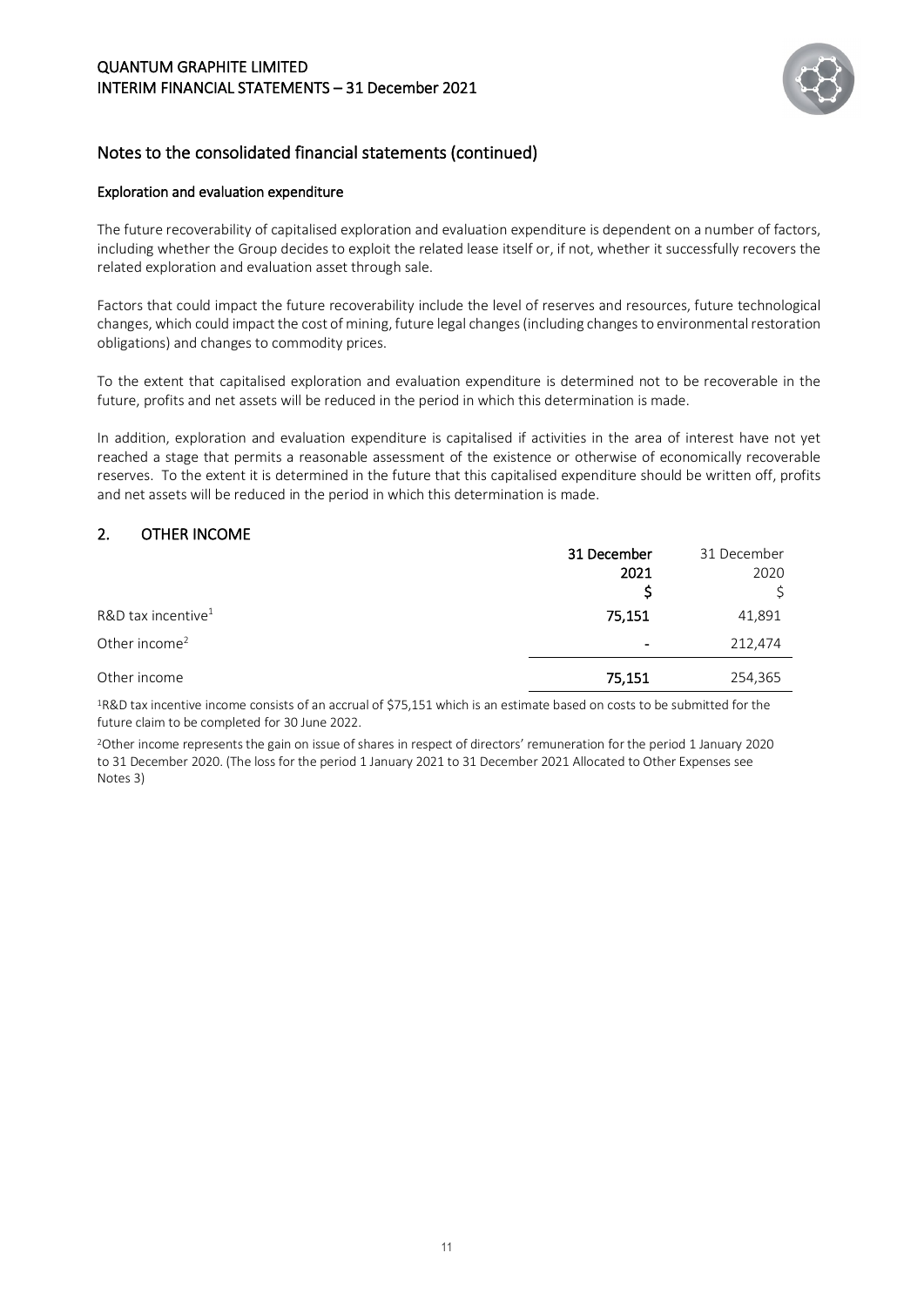## Notes to the consolidated financial statements (continued)

### Exploration and evaluation expenditure

The future recoverability of capitalised exploration and evaluation expenditure is dependent on a number of factors, including whether the Group decides to exploit the related lease itself or, if not, whether it successfully recovers the related exploration and evaluation asset through sale.

Factors that could impact the future recoverability include the level of reserves and resources, future technological changes, which could impact the cost of mining, future legal changes (including changes to environmental restoration obligations) and changes to commodity prices.

To the extent that capitalised exploration and evaluation expenditure is determined not to be recoverable in the future, profits and net assets will be reduced in the period in which this determination is made.

In addition, exploration and evaluation expenditure is capitalised if activities in the area of interest have not yet reached a stage that permits a reasonable assessment of the existence or otherwise of economically recoverable reserves. To the extent it is determined in the future that this capitalised expenditure should be written off, profits and net assets will be reduced in the period in which this determination is made.

## 2. OTHER INCOME

| | **31 December 2021 $** | 31 December 2020 $ |
|---|---|---|
| R&D tax incentive[1] | **75,151** | 41,891 |
| Other income[2] | **-** | 212,474 |
| Other income | **75,151** | 254,365 |

[1]R&D tax incentive income consists of an accrual of $75,151 which is an estimate based on costs to be submitted for the future claim to be completed for 30 June 2022.

[2]Other income represents the gain on issue of shares in respect of directors' remuneration for the period 1 January 2020 to 31 December 2020. (The loss for the period 1 January 2021 to 31 December 2021 Allocated to Other Expenses see Notes 3)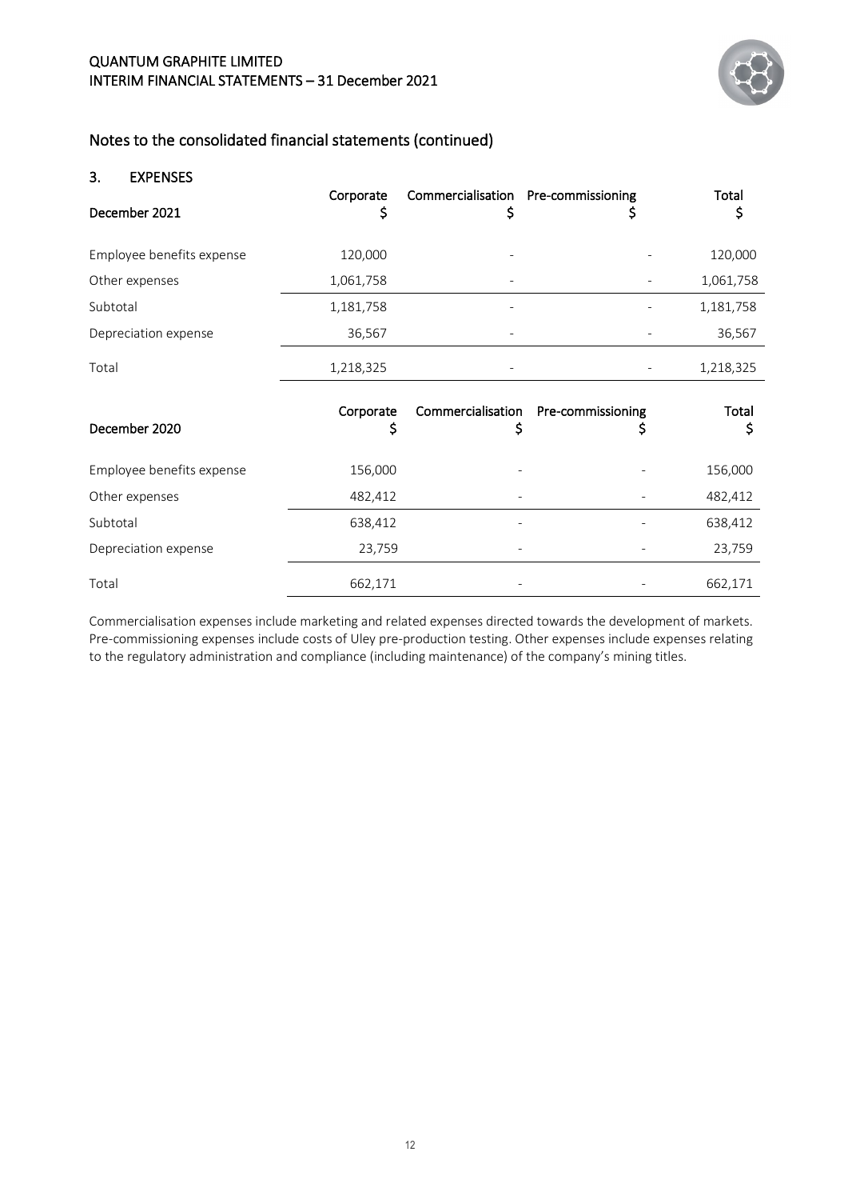## Notes to the consolidated financial statements (continued)

### 3. EXPENSES

| December 2021 | Corporate $ | Commercialisation $ | Pre-commissioning $ | Total $ |
|---|---|---|---|---|
| Employee benefits expense | 120,000 | - | - | 120,000 |
| Other expenses | 1,061,758 | - | - | 1,061,758 |
| Subtotal | 1,181,758 | - | - | 1,181,758 |
| Depreciation expense | 36,567 | - | - | 36,567 |
| Total | 1,218,325 | - | - | 1,218,325 |

| December 2020 | Corporate $ | Commercialisation $ | Pre-commissioning $ | Total $ |
|---|---|---|---|---|
| Employee benefits expense | 156,000 | - | - | 156,000 |
| Other expenses | 482,412 | - | - | 482,412 |
| Subtotal | 638,412 | - | - | 638,412 |
| Depreciation expense | 23,759 | - | - | 23,759 |
| Total | 662,171 | - | - | 662,171 |

Commercialisation expenses include marketing and related expenses directed towards the development of markets. Pre-commissioning expenses include costs of Uley pre-production testing. Other expenses include expenses relating to the regulatory administration and compliance (including maintenance) of the company's mining titles.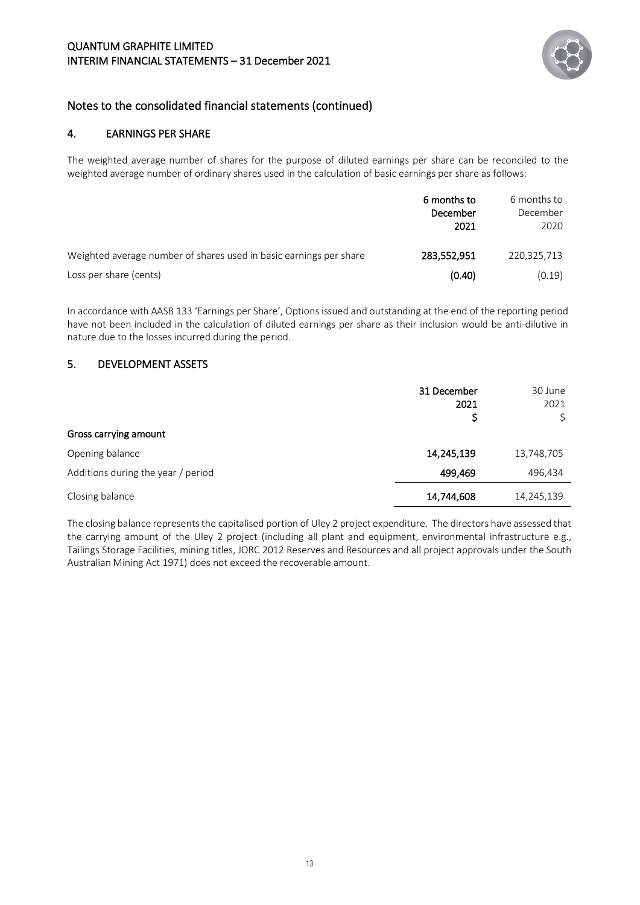## Notes to the consolidated financial statements (continued)

### 4. EARNINGS PER SHARE

The weighted average number of shares for the purpose of diluted earnings per share can be reconciled to the weighted average number of ordinary shares used in the calculation of basic earnings per share as follows:

| | **6 months to December 2021** | 6 months to December 2020 |
|---|---|---|
| Weighted average number of shares used in basic earnings per share | **283,552,951** | 220,325,713 |
| Loss per share (cents) | **(0.40)** | (0.19) |

In accordance with AASB 133 'Earnings per Share', Options issued and outstanding at the end of the reporting period have not been included in the calculation of diluted earnings per share as their inclusion would be anti-dilutive in nature due to the losses incurred during the period.

### 5. DEVELOPMENT ASSETS

| | **31 December 2021 $** | 30 June 2021 $ |
|---|---|---|
| **Gross carrying amount** | | |
| Opening balance | **14,245,139** | 13,748,705 |
| Additions during the year / period | **499,469** | 496,434 |
| Closing balance | **14,744,608** | 14,245,139 |

The closing balance represents the capitalised portion of Uley 2 project expenditure. The directors have assessed that the carrying amount of the Uley 2 project (including all plant and equipment, environmental infrastructure e.g., Tailings Storage Facilities, mining titles, JORC 2012 Reserves and Resources and all project approvals under the South Australian Mining Act 1971) does not exceed the recoverable amount.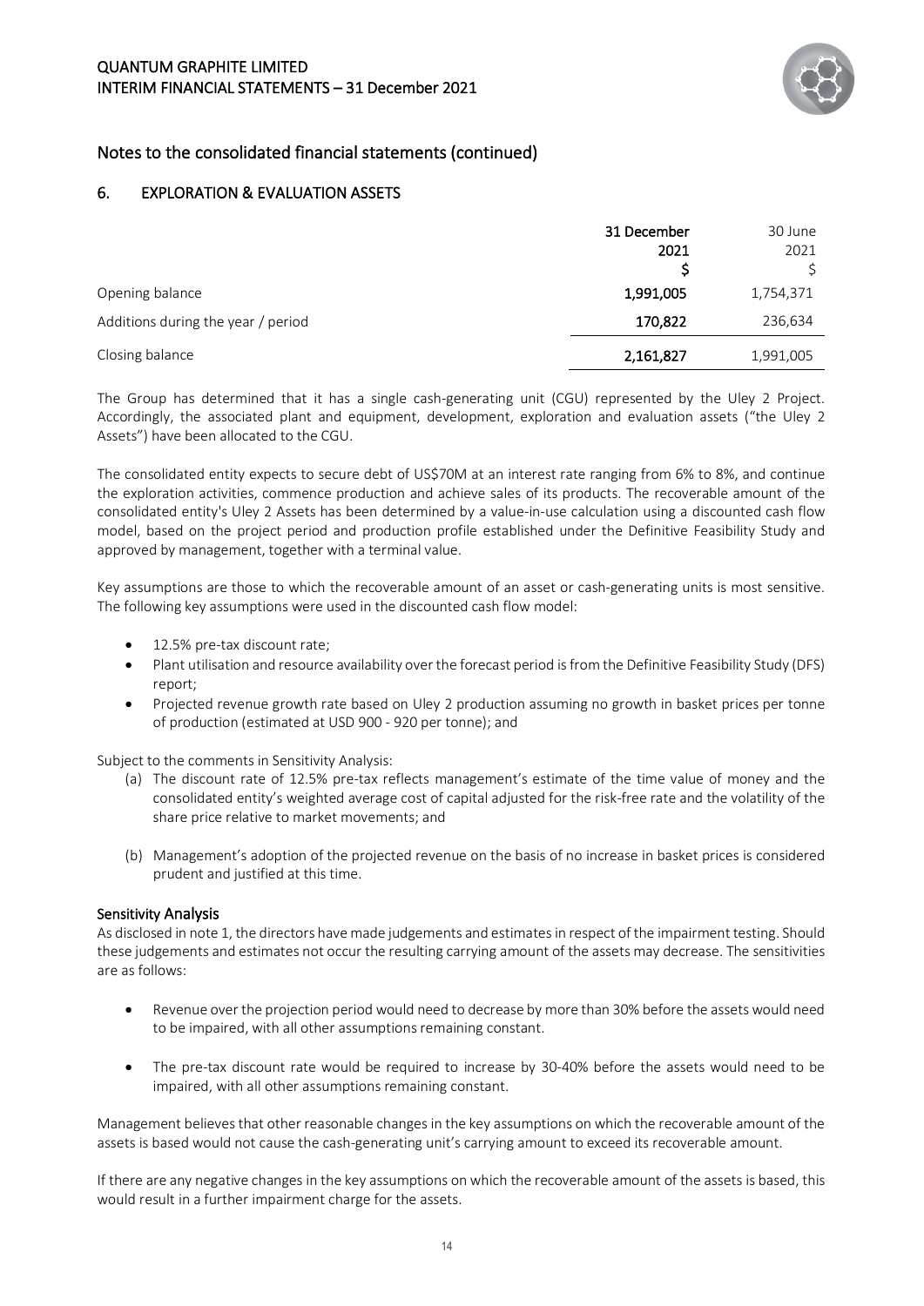## Notes to the consolidated financial statements (continued)

## 6. EXPLORATION & EVALUATION ASSETS

| | 31 December 2021 $ | 30 June 2021 $ |
|---|---|---|
| Opening balance | **1,991,005** | 1,754,371 |
| Additions during the year / period | **170,822** | 236,634 |
| Closing balance | **2,161,827** | 1,991,005 |

The Group has determined that it has a single cash-generating unit (CGU) represented by the Uley 2 Project. Accordingly, the associated plant and equipment, development, exploration and evaluation assets ("the Uley 2 Assets") have been allocated to the CGU.

The consolidated entity expects to secure debt of US$70M at an interest rate ranging from 6% to 8%, and continue the exploration activities, commence production and achieve sales of its products. The recoverable amount of the consolidated entity's Uley 2 Assets has been determined by a value-in-use calculation using a discounted cash flow model, based on the project period and production profile established under the Definitive Feasibility Study and approved by management, together with a terminal value.

Key assumptions are those to which the recoverable amount of an asset or cash-generating units is most sensitive. The following key assumptions were used in the discounted cash flow model:

- 12.5% pre-tax discount rate;
- Plant utilisation and resource availability over the forecast period is from the Definitive Feasibility Study (DFS) report;
- Projected revenue growth rate based on Uley 2 production assuming no growth in basket prices per tonne of production (estimated at USD 900 - 920 per tonne); and

Subject to the comments in Sensitivity Analysis:

(a) The discount rate of 12.5% pre-tax reflects management's estimate of the time value of money and the consolidated entity's weighted average cost of capital adjusted for the risk-free rate and the volatility of the share price relative to market movements; and

(b) Management's adoption of the projected revenue on the basis of no increase in basket prices is considered prudent and justified at this time.

### Sensitivity Analysis

As disclosed in note 1, the directors have made judgements and estimates in respect of the impairment testing. Should these judgements and estimates not occur the resulting carrying amount of the assets may decrease. The sensitivities are as follows:

- Revenue over the projection period would need to decrease by more than 30% before the assets would need to be impaired, with all other assumptions remaining constant.

- The pre-tax discount rate would be required to increase by 30-40% before the assets would need to be impaired, with all other assumptions remaining constant.

Management believes that other reasonable changes in the key assumptions on which the recoverable amount of the assets is based would not cause the cash-generating unit's carrying amount to exceed its recoverable amount.

If there are any negative changes in the key assumptions on which the recoverable amount of the assets is based, this would result in a further impairment charge for the assets.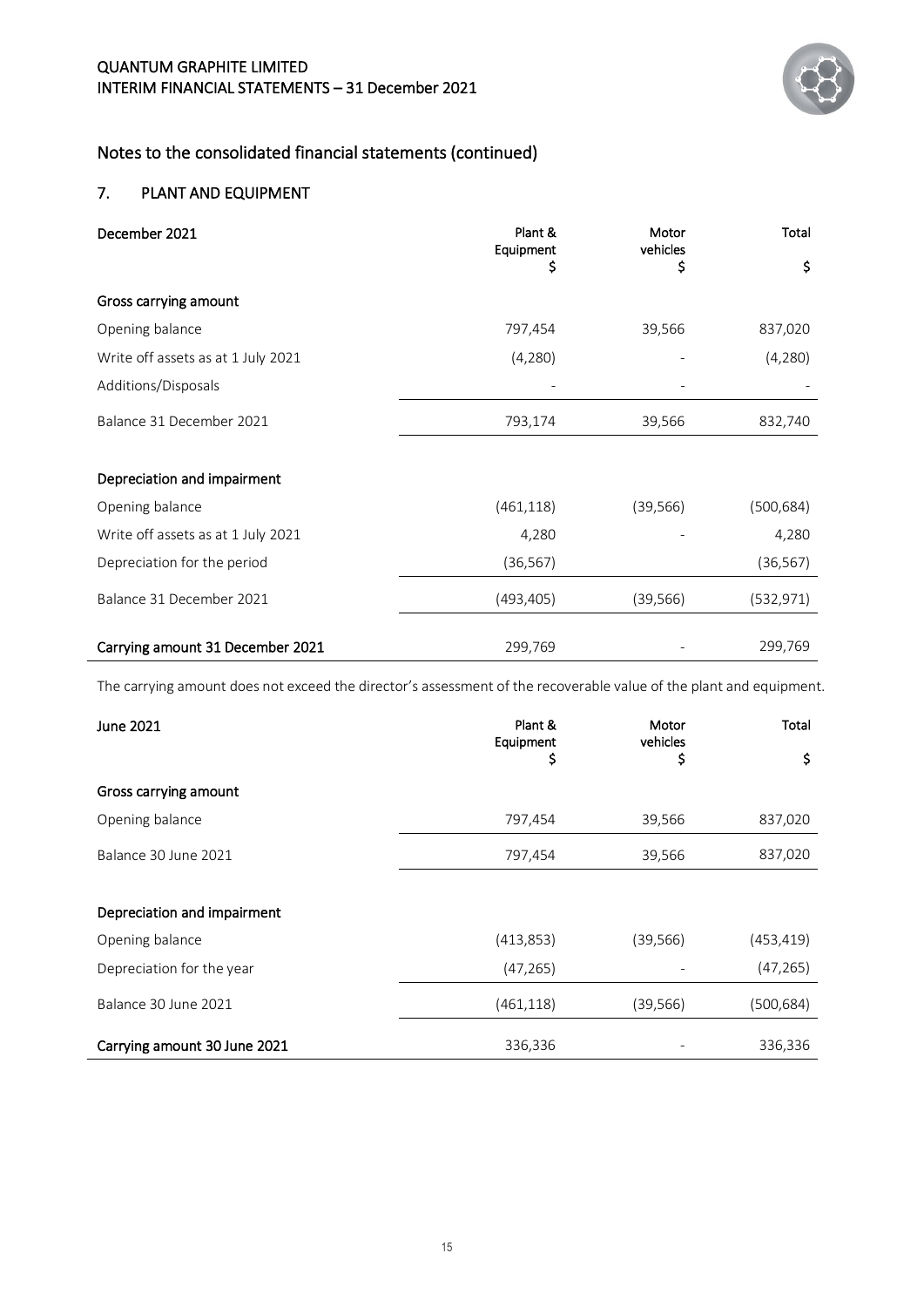## Notes to the consolidated financial statements (continued)

### 7. PLANT AND EQUIPMENT

| December 2021 | Plant & Equipment $ | Motor vehicles $ | Total $ |
|---|---|---|---|
| **Gross carrying amount** | | | |
| Opening balance | 797,454 | 39,566 | 837,020 |
| Write off assets as at 1 July 2021 | (4,280) | - | (4,280) |
| Additions/Disposals | - | - | - |
| Balance 31 December 2021 | 793,174 | 39,566 | 832,740 |
| **Depreciation and impairment** | | | |
| Opening balance | (461,118) | (39,566) | (500,684) |
| Write off assets as at 1 July 2021 | 4,280 | - | 4,280 |
| Depreciation for the period | (36,567) | | (36,567) |
| Balance 31 December 2021 | (493,405) | (39,566) | (532,971) |
| **Carrying amount 31 December 2021** | 299,769 | - | 299,769 |

The carrying amount does not exceed the director's assessment of the recoverable value of the plant and equipment.

| June 2021 | Plant & Equipment $ | Motor vehicles $ | Total $ |
|---|---|---|---|
| **Gross carrying amount** | | | |
| Opening balance | 797,454 | 39,566 | 837,020 |
| Balance 30 June 2021 | 797,454 | 39,566 | 837,020 |
| **Depreciation and impairment** | | | |
| Opening balance | (413,853) | (39,566) | (453,419) |
| Depreciation for the year | (47,265) | - | (47,265) |
| Balance 30 June 2021 | (461,118) | (39,566) | (500,684) |
| **Carrying amount 30 June 2021** | 336,336 | - | 336,336 |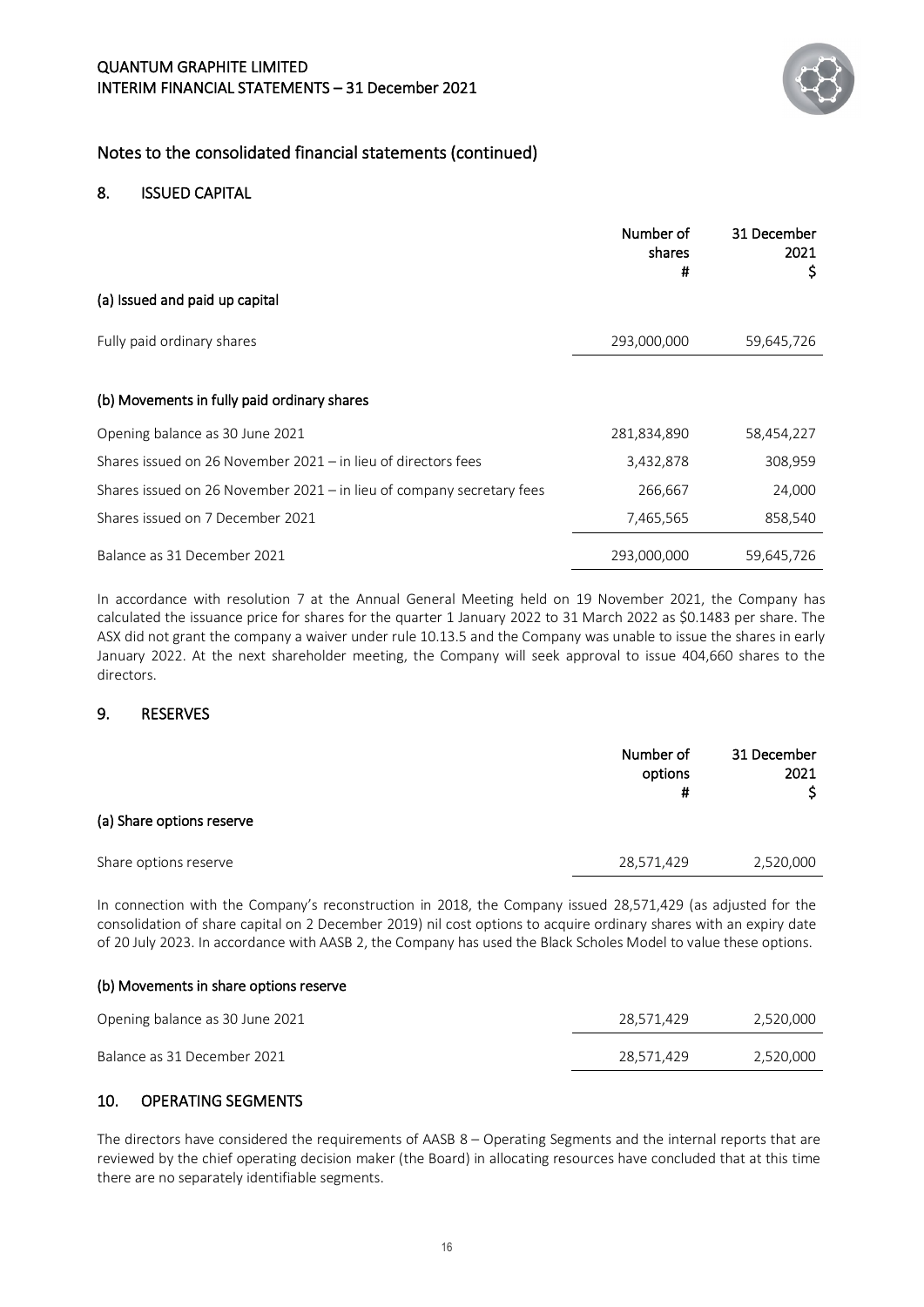## Notes to the consolidated financial statements (continued)

## 8. ISSUED CAPITAL

| | Number of shares # | 31 December 2021 $ |
|---|---|---|
| **(a) Issued and paid up capital** | | |
| Fully paid ordinary shares | 293,000,000 | 59,645,726 |

| | | |
|---|---|---|
| **(b) Movements in fully paid ordinary shares** | | |
| Opening balance as 30 June 2021 | 281,834,890 | 58,454,227 |
| Shares issued on 26 November 2021 – in lieu of directors fees | 3,432,878 | 308,959 |
| Shares issued on 26 November 2021 – in lieu of company secretary fees | 266,667 | 24,000 |
| Shares issued on 7 December 2021 | 7,465,565 | 858,540 |
| Balance as 31 December 2021 | 293,000,000 | 59,645,726 |

In accordance with resolution 7 at the Annual General Meeting held on 19 November 2021, the Company has calculated the issuance price for shares for the quarter 1 January 2022 to 31 March 2022 as $0.1483 per share. The ASX did not grant the company a waiver under rule 10.13.5 and the Company was unable to issue the shares in early January 2022. At the next shareholder meeting, the Company will seek approval to issue 404,660 shares to the directors.

## 9. RESERVES

| | Number of options # | 31 December 2021 $ |
|---|---|---|
| **(a) Share options reserve** | | |
| Share options reserve | 28,571,429 | 2,520,000 |

In connection with the Company's reconstruction in 2018, the Company issued 28,571,429 (as adjusted for the consolidation of share capital on 2 December 2019) nil cost options to acquire ordinary shares with an expiry date of 20 July 2023. In accordance with AASB 2, the Company has used the Black Scholes Model to value these options.

**(b) Movements in share options reserve**

| | | |
|---|---|---|
| Opening balance as 30 June 2021 | 28,571,429 | 2,520,000 |
| Balance as 31 December 2021 | 28,571,429 | 2,520,000 |

## 10. OPERATING SEGMENTS

The directors have considered the requirements of AASB 8 – Operating Segments and the internal reports that are reviewed by the chief operating decision maker (the Board) in allocating resources have concluded that at this time there are no separately identifiable segments.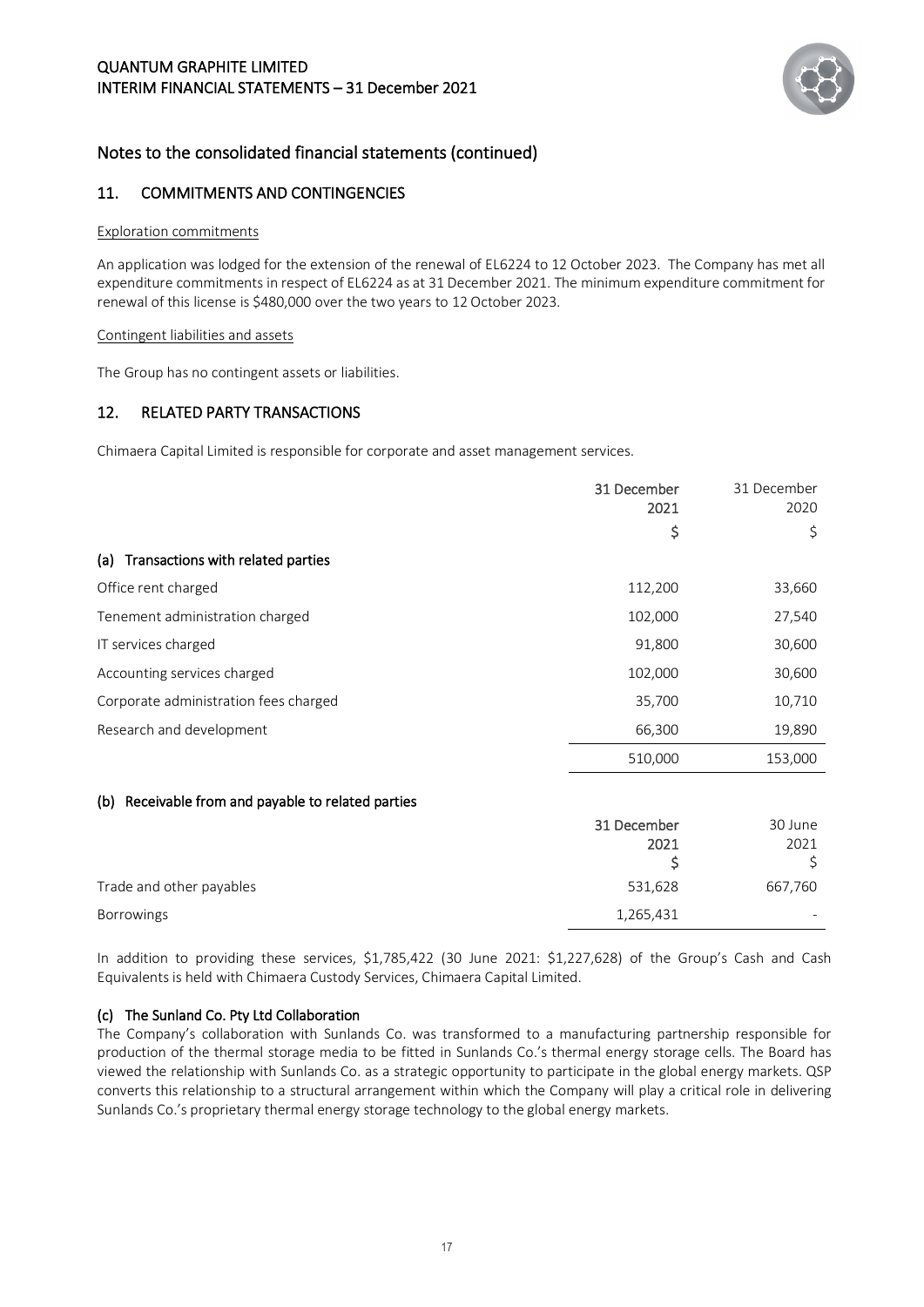## Notes to the consolidated financial statements (continued)

### 11. COMMITMENTS AND CONTINGENCIES

Exploration commitments

An application was lodged for the extension of the renewal of EL6224 to 12 October 2023. The Company has met all expenditure commitments in respect of EL6224 as at 31 December 2021. The minimum expenditure commitment for renewal of this license is $480,000 over the two years to 12 October 2023.

Contingent liabilities and assets

The Group has no contingent assets or liabilities.

### 12. RELATED PARTY TRANSACTIONS

Chimaera Capital Limited is responsible for corporate and asset management services.

| | 31 December 2021 | 31 December 2020 |
|---|---|---|
| | $ | $ |
| **(a) Transactions with related parties** | | |
| Office rent charged | 112,200 | 33,660 |
| Tenement administration charged | 102,000 | 27,540 |
| IT services charged | 91,800 | 30,600 |
| Accounting services charged | 102,000 | 30,600 |
| Corporate administration fees charged | 35,700 | 10,710 |
| Research and development | 66,300 | 19,890 |
| | 510,000 | 153,000 |

**(b) Receivable from and payable to related parties**

| | 31 December 2021 | 30 June 2021 |
|---|---|---|
| | $ | $ |
| Trade and other payables | 531,628 | 667,760 |
| Borrowings | 1,265,431 | - |

In addition to providing these services, $1,785,422 (30 June 2021: $1,227,628) of the Group's Cash and Cash Equivalents is held with Chimaera Custody Services, Chimaera Capital Limited.

**(c) The Sunland Co. Pty Ltd Collaboration**

The Company's collaboration with Sunlands Co. was transformed to a manufacturing partnership responsible for production of the thermal storage media to be fitted in Sunlands Co.'s thermal energy storage cells. The Board has viewed the relationship with Sunlands Co. as a strategic opportunity to participate in the global energy markets. QSP converts this relationship to a structural arrangement within which the Company will play a critical role in delivering Sunlands Co.'s proprietary thermal energy storage technology to the global energy markets.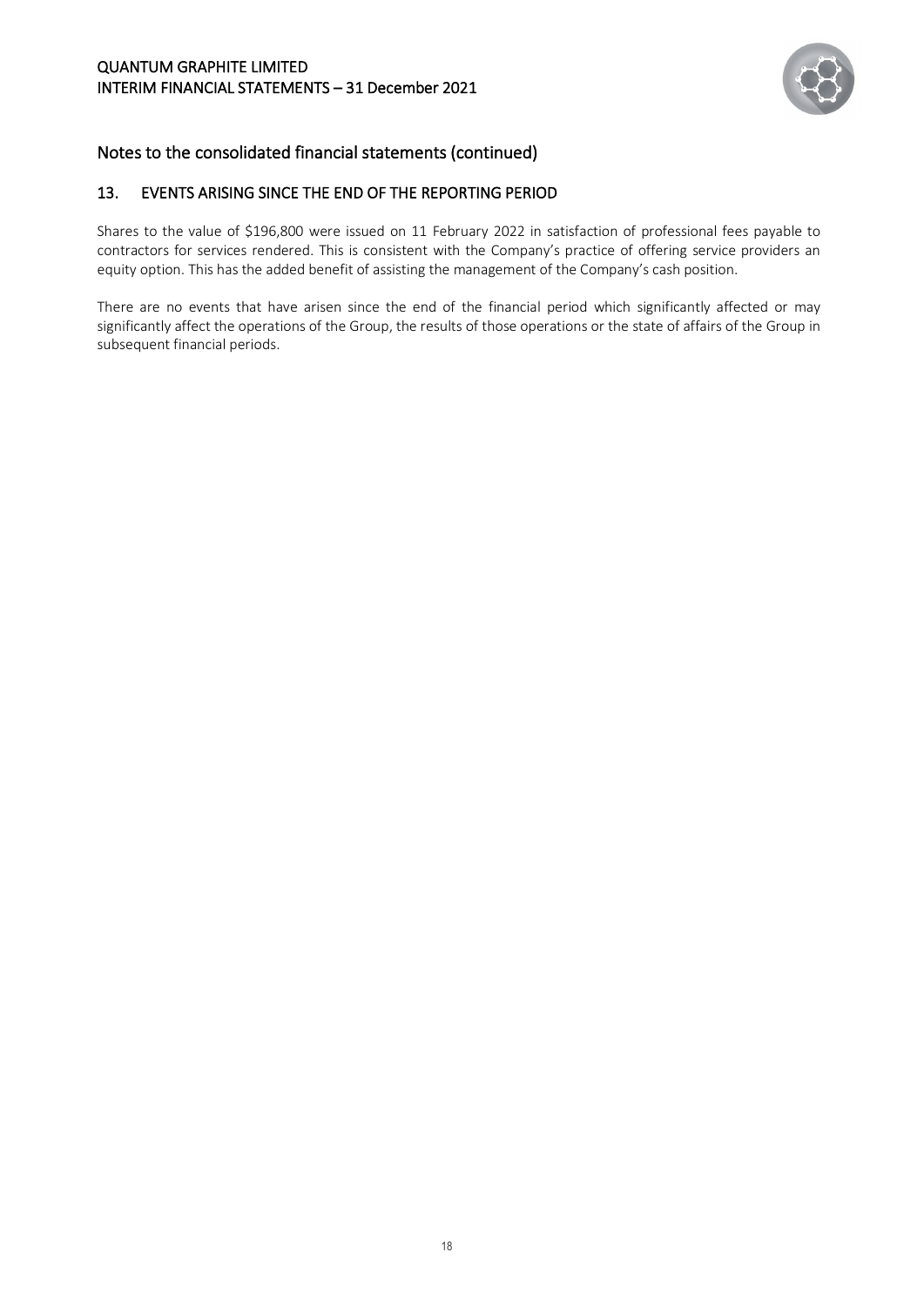## Notes to the consolidated financial statements (continued)

### 13. EVENTS ARISING SINCE THE END OF THE REPORTING PERIOD

Shares to the value of $196,800 were issued on 11 February 2022 in satisfaction of professional fees payable to contractors for services rendered. This is consistent with the Company's practice of offering service providers an equity option. This has the added benefit of assisting the management of the Company's cash position.

There are no events that have arisen since the end of the financial period which significantly affected or may significantly affect the operations of the Group, the results of those operations or the state of affairs of the Group in subsequent financial periods.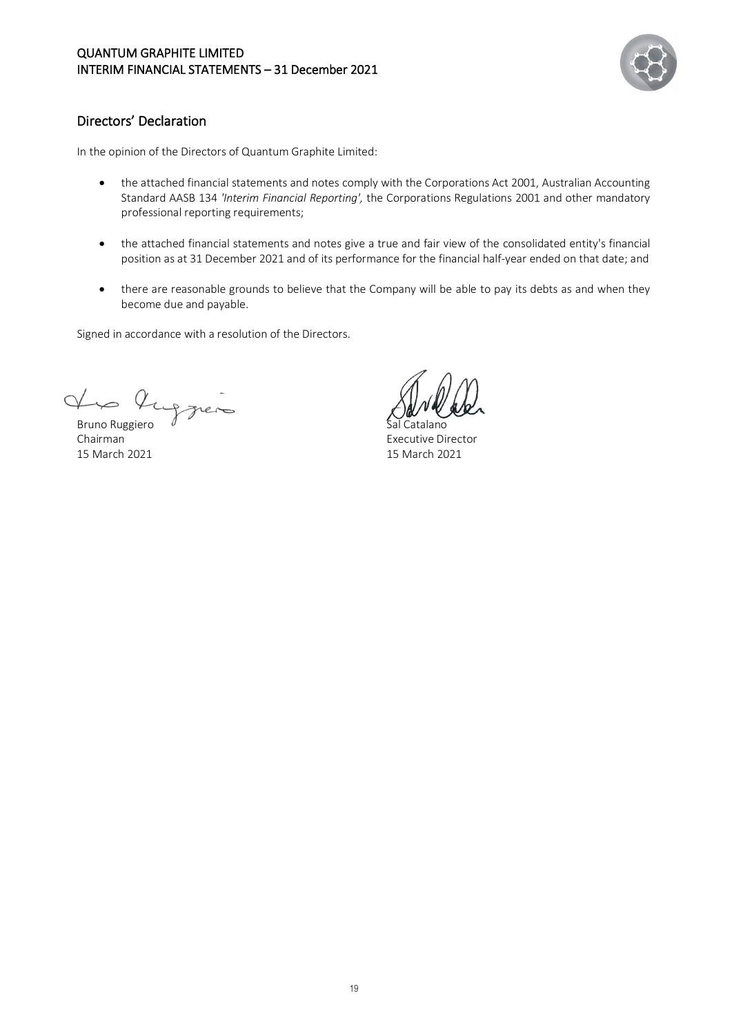## Directors' Declaration

In the opinion of the Directors of Quantum Graphite Limited:

- the attached financial statements and notes comply with the Corporations Act 2001, Australian Accounting Standard AASB 134 *'Interim Financial Reporting',* the Corporations Regulations 2001 and other mandatory professional reporting requirements;

- the attached financial statements and notes give a true and fair view of the consolidated entity's financial position as at 31 December 2021 and of its performance for the financial half-year ended on that date; and

- there are reasonable grounds to believe that the Company will be able to pay its debts as and when they become due and payable.

Signed in accordance with a resolution of the Directors.

Bruno Ruggiero
Chairman
15 March 2021

Sal Catalano
Executive Director
15 March 2021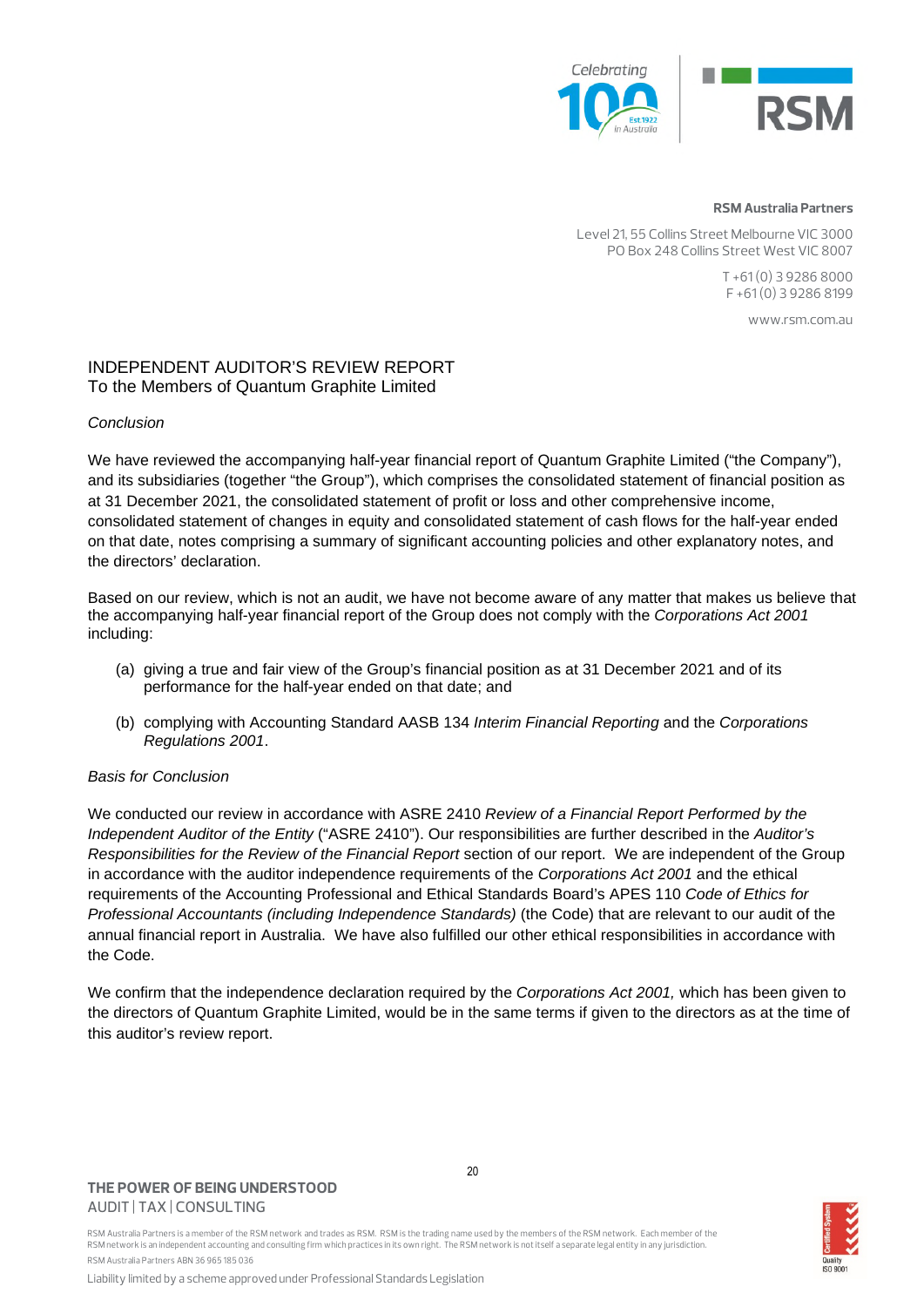**RSM Australia Partners**

Level 21, 55 Collins Street Melbourne VIC 3000
PO Box 248 Collins Street West VIC 8007

T +61 (0) 3 9286 8000
F +61 (0) 3 9286 8199

www.rsm.com.au

# INDEPENDENT AUDITOR'S REVIEW REPORT
## To the Members of Quantum Graphite Limited

*Conclusion*

We have reviewed the accompanying half-year financial report of Quantum Graphite Limited ("the Company"), and its subsidiaries (together "the Group"), which comprises the consolidated statement of financial position as at 31 December 2021, the consolidated statement of profit or loss and other comprehensive income, consolidated statement of changes in equity and consolidated statement of cash flows for the half-year ended on that date, notes comprising a summary of significant accounting policies and other explanatory notes, and the directors' declaration.

Based on our review, which is not an audit, we have not become aware of any matter that makes us believe that the accompanying half-year financial report of the Group does not comply with the *Corporations Act 2001* including:

(a) giving a true and fair view of the Group's financial position as at 31 December 2021 and of its performance for the half-year ended on that date; and

(b) complying with Accounting Standard AASB 134 *Interim Financial Reporting* and the *Corporations Regulations 2001*.

*Basis for Conclusion*

We conducted our review in accordance with ASRE 2410 *Review of a Financial Report Performed by the Independent Auditor of the Entity* ("ASRE 2410"). Our responsibilities are further described in the *Auditor's Responsibilities for the Review of the Financial Report* section of our report. We are independent of the Group in accordance with the auditor independence requirements of the *Corporations Act 2001* and the ethical requirements of the Accounting Professional and Ethical Standards Board's APES 110 *Code of Ethics for Professional Accountants (including Independence Standards)* (the Code) that are relevant to our audit of the annual financial report in Australia. We have also fulfilled our other ethical responsibilities in accordance with the Code.

We confirm that the independence declaration required by the *Corporations Act 2001,* which has been given to the directors of Quantum Graphite Limited, would be in the same terms if given to the directors as at the time of this auditor's review report.

**THE POWER OF BEING UNDERSTOOD**
AUDIT | TAX | CONSULTING

RSM Australia Partners is a member of the RSM network and trades as RSM. RSM is the trading name used by the members of the RSM network. Each member of the RSM network is an independent accounting and consulting firm which practices in its own right. The RSM network is not itself a separate legal entity in any jurisdiction.
RSM Australia Partners ABN 36 965 185 036

Liability limited by a scheme approved under Professional Standards Legislation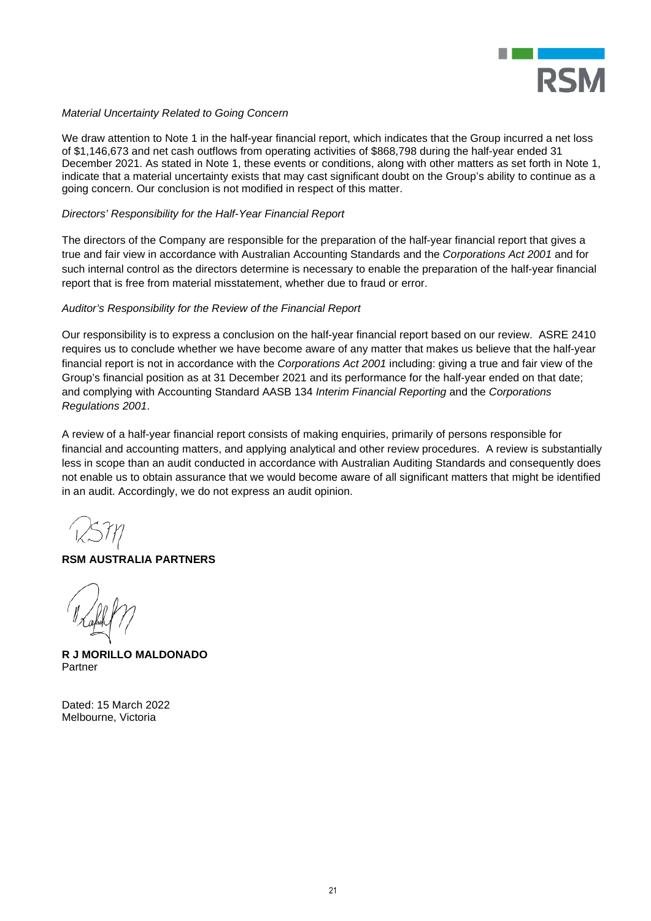*Material Uncertainty Related to Going Concern*

We draw attention to Note 1 in the half-year financial report, which indicates that the Group incurred a net loss of $1,146,673 and net cash outflows from operating activities of $868,798 during the half-year ended 31 December 2021. As stated in Note 1, these events or conditions, along with other matters as set forth in Note 1, indicate that a material uncertainty exists that may cast significant doubt on the Group's ability to continue as a going concern. Our conclusion is not modified in respect of this matter.

*Directors' Responsibility for the Half-Year Financial Report*

The directors of the Company are responsible for the preparation of the half-year financial report that gives a true and fair view in accordance with Australian Accounting Standards and the *Corporations Act 2001* and for such internal control as the directors determine is necessary to enable the preparation of the half-year financial report that is free from material misstatement, whether due to fraud or error.

*Auditor's Responsibility for the Review of the Financial Report*

Our responsibility is to express a conclusion on the half-year financial report based on our review. ASRE 2410 requires us to conclude whether we have become aware of any matter that makes us believe that the half-year financial report is not in accordance with the *Corporations Act 2001* including: giving a true and fair view of the Group's financial position as at 31 December 2021 and its performance for the half-year ended on that date; and complying with Accounting Standard AASB 134 *Interim Financial Reporting* and the *Corporations Regulations 2001*.

A review of a half-year financial report consists of making enquiries, primarily of persons responsible for financial and accounting matters, and applying analytical and other review procedures. A review is substantially less in scope than an audit conducted in accordance with Australian Auditing Standards and consequently does not enable us to obtain assurance that we would become aware of all significant matters that might be identified in an audit. Accordingly, we do not express an audit opinion.

**RSM AUSTRALIA PARTNERS**

**R J MORILLO MALDONADO**
Partner

Dated: 15 March 2022
Melbourne, Victoria